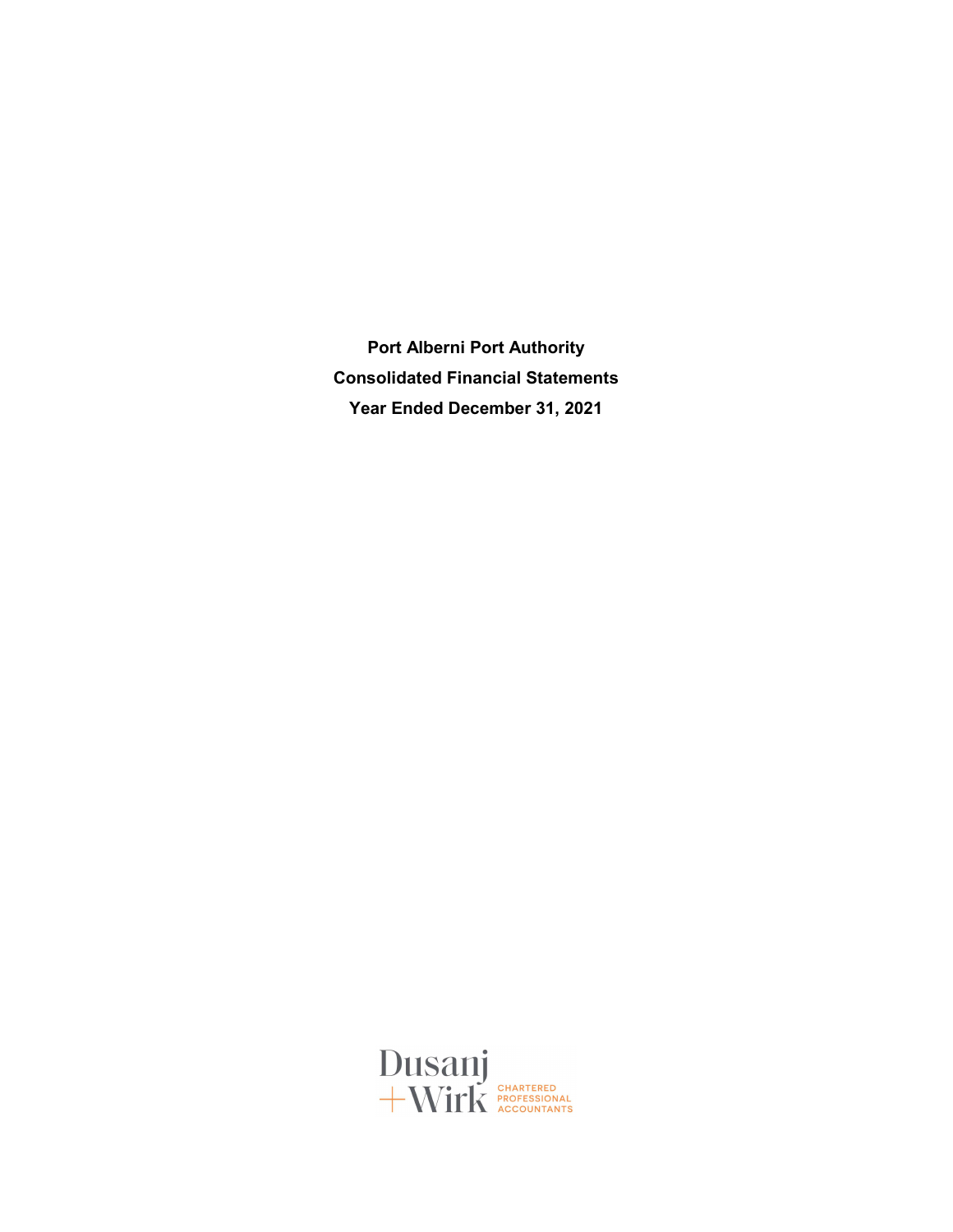**Port Alberni Port Authority**

**Consolidated Financial Statements**

**Year Ended December 31, 2021**

Dusanj + Wirk CHARTERED PROFESSIONAL ACCOUNTANTS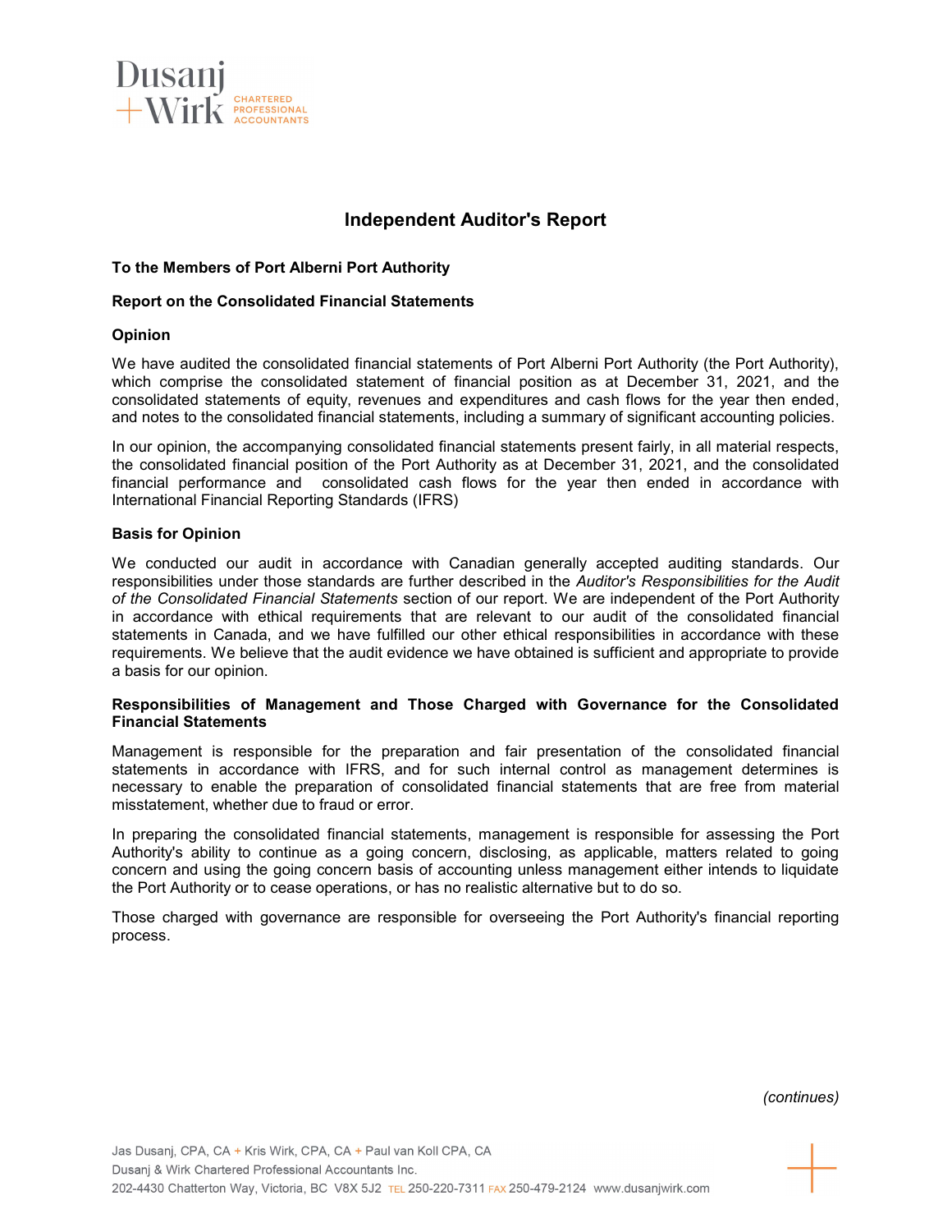# Independent Auditor's Report

**To the Members of Port Alberni Port Authority**

**Report on the Consolidated Financial Statements**

**Opinion**

We have audited the consolidated financial statements of Port Alberni Port Authority (the Port Authority), which comprise the consolidated statement of financial position as at December 31, 2021, and the consolidated statements of equity, revenues and expenditures and cash flows for the year then ended, and notes to the consolidated financial statements, including a summary of significant accounting policies.

In our opinion, the accompanying consolidated financial statements present fairly, in all material respects, the consolidated financial position of the Port Authority as at December 31, 2021, and the consolidated financial performance and consolidated cash flows for the year then ended in accordance with International Financial Reporting Standards (IFRS)

**Basis for Opinion**

We conducted our audit in accordance with Canadian generally accepted auditing standards. Our responsibilities under those standards are further described in the *Auditor's Responsibilities for the Audit of the Consolidated Financial Statements* section of our report. We are independent of the Port Authority in accordance with ethical requirements that are relevant to our audit of the consolidated financial statements in Canada, and we have fulfilled our other ethical responsibilities in accordance with these requirements. We believe that the audit evidence we have obtained is sufficient and appropriate to provide a basis for our opinion.

**Responsibilities of Management and Those Charged with Governance for the Consolidated Financial Statements**

Management is responsible for the preparation and fair presentation of the consolidated financial statements in accordance with IFRS, and for such internal control as management determines is necessary to enable the preparation of consolidated financial statements that are free from material misstatement, whether due to fraud or error.

In preparing the consolidated financial statements, management is responsible for assessing the Port Authority's ability to continue as a going concern, disclosing, as applicable, matters related to going concern and using the going concern basis of accounting unless management either intends to liquidate the Port Authority or to cease operations, or has no realistic alternative but to do so.

Those charged with governance are responsible for overseeing the Port Authority's financial reporting process.

*(continues)*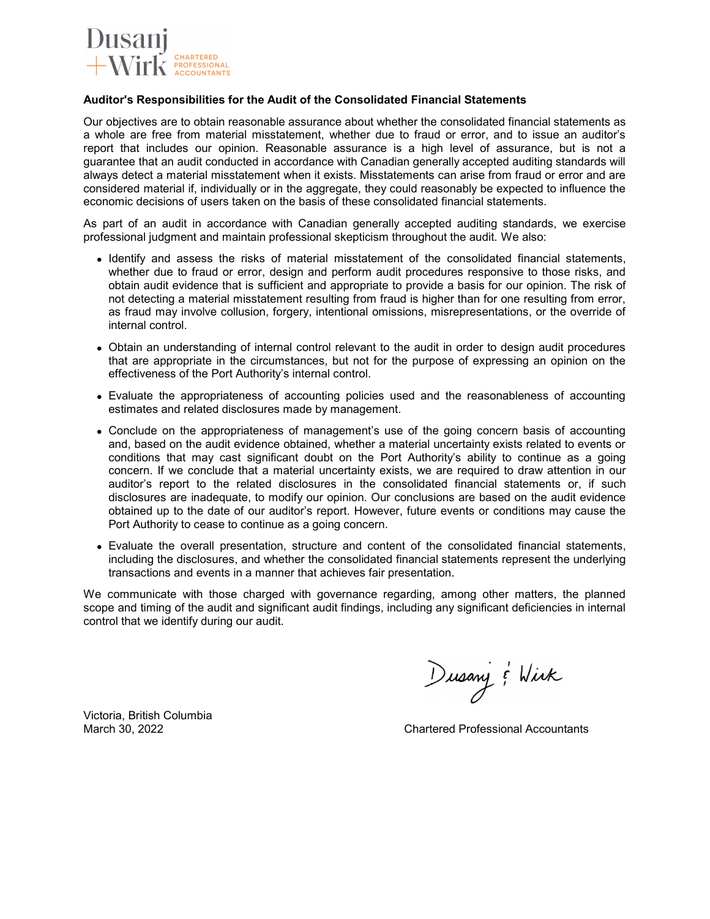### Auditor's Responsibilities for the Audit of the Consolidated Financial Statements

Our objectives are to obtain reasonable assurance about whether the consolidated financial statements as a whole are free from material misstatement, whether due to fraud or error, and to issue an auditor's report that includes our opinion. Reasonable assurance is a high level of assurance, but is not a guarantee that an audit conducted in accordance with Canadian generally accepted auditing standards will always detect a material misstatement when it exists. Misstatements can arise from fraud or error and are considered material if, individually or in the aggregate, they could reasonably be expected to influence the economic decisions of users taken on the basis of these consolidated financial statements.

As part of an audit in accordance with Canadian generally accepted auditing standards, we exercise professional judgment and maintain professional skepticism throughout the audit. We also:

- Identify and assess the risks of material misstatement of the consolidated financial statements, whether due to fraud or error, design and perform audit procedures responsive to those risks, and obtain audit evidence that is sufficient and appropriate to provide a basis for our opinion. The risk of not detecting a material misstatement resulting from fraud is higher than for one resulting from error, as fraud may involve collusion, forgery, intentional omissions, misrepresentations, or the override of internal control.
- Obtain an understanding of internal control relevant to the audit in order to design audit procedures that are appropriate in the circumstances, but not for the purpose of expressing an opinion on the effectiveness of the Port Authority's internal control.
- Evaluate the appropriateness of accounting policies used and the reasonableness of accounting estimates and related disclosures made by management.
- Conclude on the appropriateness of management's use of the going concern basis of accounting and, based on the audit evidence obtained, whether a material uncertainty exists related to events or conditions that may cast significant doubt on the Port Authority's ability to continue as a going concern. If we conclude that a material uncertainty exists, we are required to draw attention in our auditor's report to the related disclosures in the consolidated financial statements or, if such disclosures are inadequate, to modify our opinion. Our conclusions are based on the audit evidence obtained up to the date of our auditor's report. However, future events or conditions may cause the Port Authority to cease to continue as a going concern.
- Evaluate the overall presentation, structure and content of the consolidated financial statements, including the disclosures, and whether the consolidated financial statements represent the underlying transactions and events in a manner that achieves fair presentation.

We communicate with those charged with governance regarding, among other matters, the planned scope and timing of the audit and significant audit findings, including any significant deficiencies in internal control that we identify during our audit.

Dusanj & Wirk

Victoria, British Columbia
March 30, 2022

Chartered Professional Accountants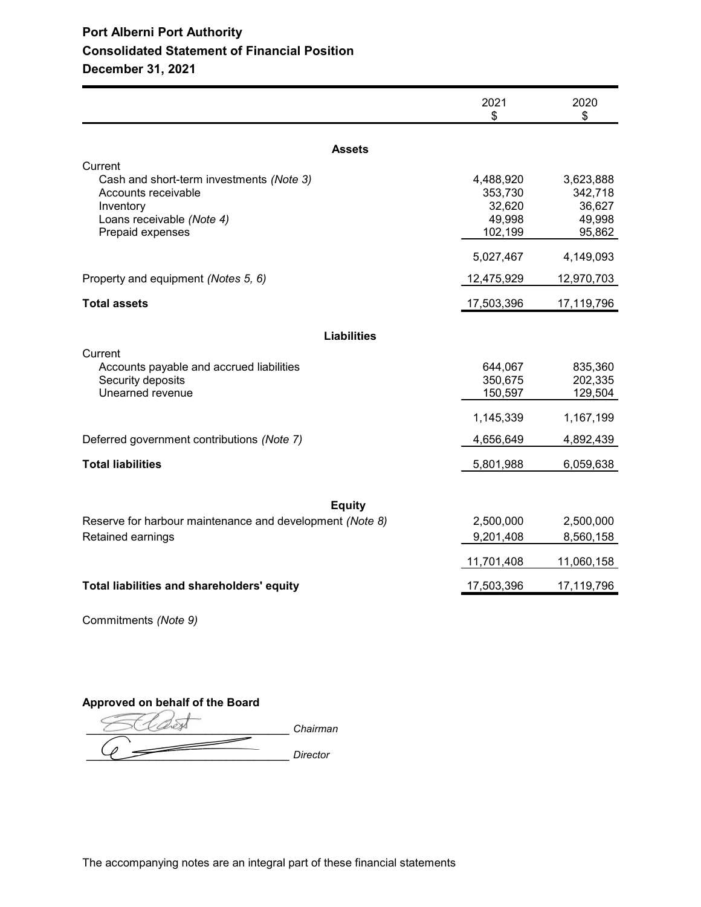# Port Alberni Port Authority
## Consolidated Statement of Financial Position
### December 31, 2021

| | 2021<br>$ | 2020<br>$ |
|---|---|---|
| **Assets** | | |
| Current | | |
| Cash and short-term investments *(Note 3)* | 4,488,920 | 3,623,888 |
| Accounts receivable | 353,730 | 342,718 |
| Inventory | 32,620 | 36,627 |
| Loans receivable *(Note 4)* | 49,998 | 49,998 |
| Prepaid expenses | 102,199 | 95,862 |
| | 5,027,467 | 4,149,093 |
| Property and equipment *(Notes 5, 6)* | 12,475,929 | 12,970,703 |
| **Total assets** | 17,503,396 | 17,119,796 |
| **Liabilities** | | |
| Current | | |
| Accounts payable and accrued liabilities | 644,067 | 835,360 |
| Security deposits | 350,675 | 202,335 |
| Unearned revenue | 150,597 | 129,504 |
| | 1,145,339 | 1,167,199 |
| Deferred government contributions *(Note 7)* | 4,656,649 | 4,892,439 |
| **Total liabilities** | 5,801,988 | 6,059,638 |
| **Equity** | | |
| Reserve for harbour maintenance and development *(Note 8)* | 2,500,000 | 2,500,000 |
| Retained earnings | 9,201,408 | 8,560,158 |
| | 11,701,408 | 11,060,158 |
| **Total liabilities and shareholders' equity** | 17,503,396 | 17,119,796 |

Commitments *(Note 9)*

**Approved on behalf of the Board**

_______________ *Chairman*

_______________ *Director*

The accompanying notes are an integral part of these financial statements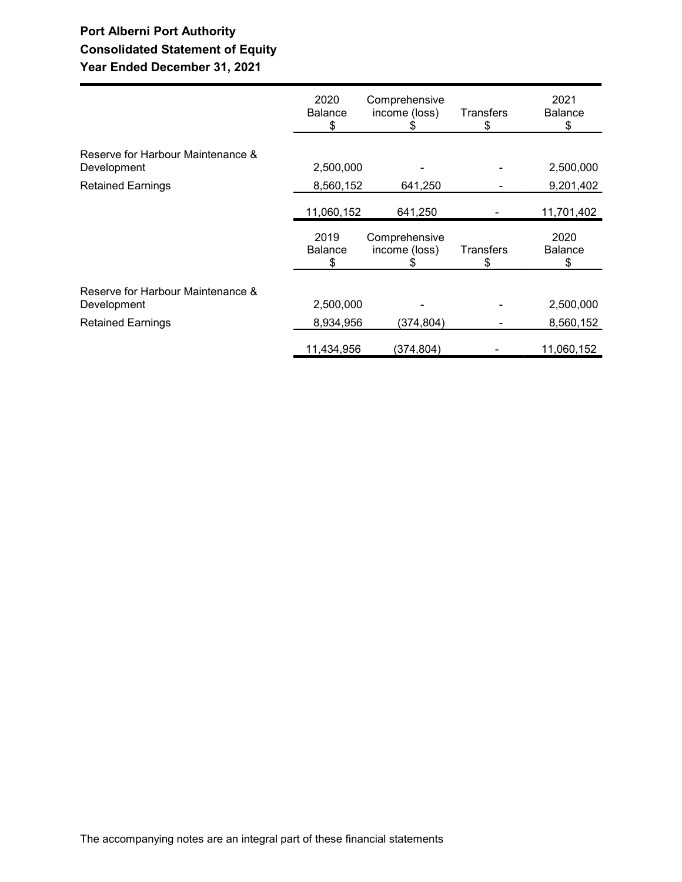**Port Alberni Port Authority**
**Consolidated Statement of Equity**
**Year Ended December 31, 2021**

| | 2020 Balance $ | Comprehensive income (loss) $ | Transfers $ | 2021 Balance $ |
|---|---|---|---|---|
| Reserve for Harbour Maintenance & Development | 2,500,000 | - | - | 2,500,000 |
| Retained Earnings | 8,560,152 | 641,250 | - | 9,201,402 |
| | 11,060,152 | 641,250 | - | 11,701,402 |

| | 2019 Balance $ | Comprehensive income (loss) $ | Transfers $ | 2020 Balance $ |
|---|---|---|---|---|
| Reserve for Harbour Maintenance & Development | 2,500,000 | - | - | 2,500,000 |
| Retained Earnings | 8,934,956 | (374,804) | - | 8,560,152 |
| | 11,434,956 | (374,804) | - | 11,060,152 |

The accompanying notes are an integral part of these financial statements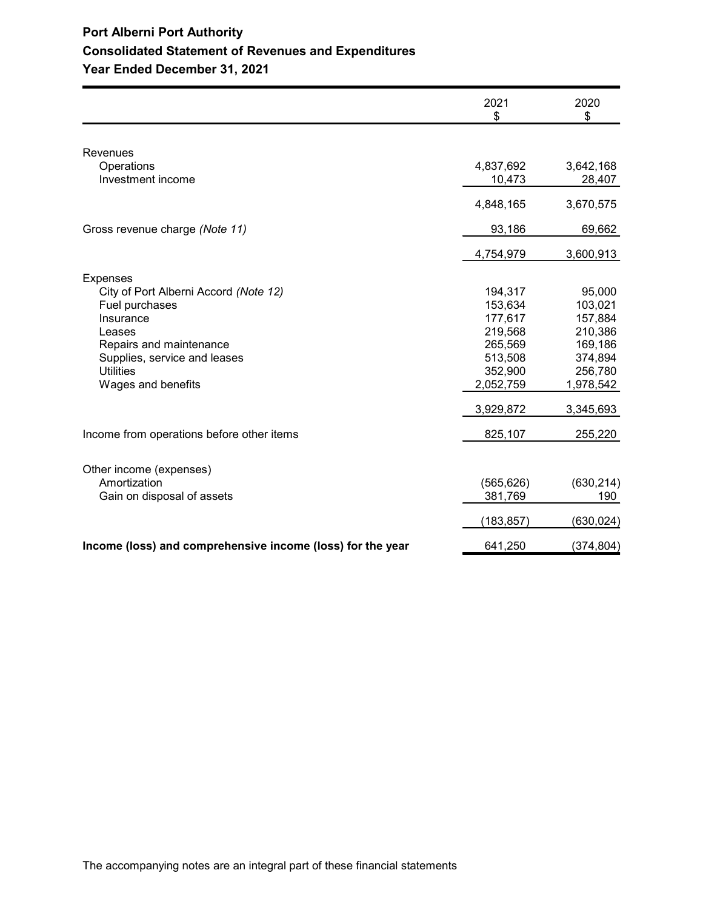# Port Alberni Port Authority
## Consolidated Statement of Revenues and Expenditures
### Year Ended December 31, 2021

| | 2021 $ | 2020 $ |
|---|---|---|
| **Revenues** | | |
| Operations | 4,837,692 | 3,642,168 |
| Investment income | 10,473 | 28,407 |
| | 4,848,165 | 3,670,575 |
| Gross revenue charge *(Note 11)* | 93,186 | 69,662 |
| | 4,754,979 | 3,600,913 |
| **Expenses** | | |
| City of Port Alberni Accord *(Note 12)* | 194,317 | 95,000 |
| Fuel purchases | 153,634 | 103,021 |
| Insurance | 177,617 | 157,884 |
| Leases | 219,568 | 210,386 |
| Repairs and maintenance | 265,569 | 169,186 |
| Supplies, service and leases | 513,508 | 374,894 |
| Utilities | 352,900 | 256,780 |
| Wages and benefits | 2,052,759 | 1,978,542 |
| | 3,929,872 | 3,345,693 |
| Income from operations before other items | 825,107 | 255,220 |
| **Other income (expenses)** | | |
| Amortization | (565,626) | (630,214) |
| Gain on disposal of assets | 381,769 | 190 |
| | (183,857) | (630,024) |
| **Income (loss) and comprehensive income (loss) for the year** | **641,250** | **(374,804)** |

The accompanying notes are an integral part of these financial statements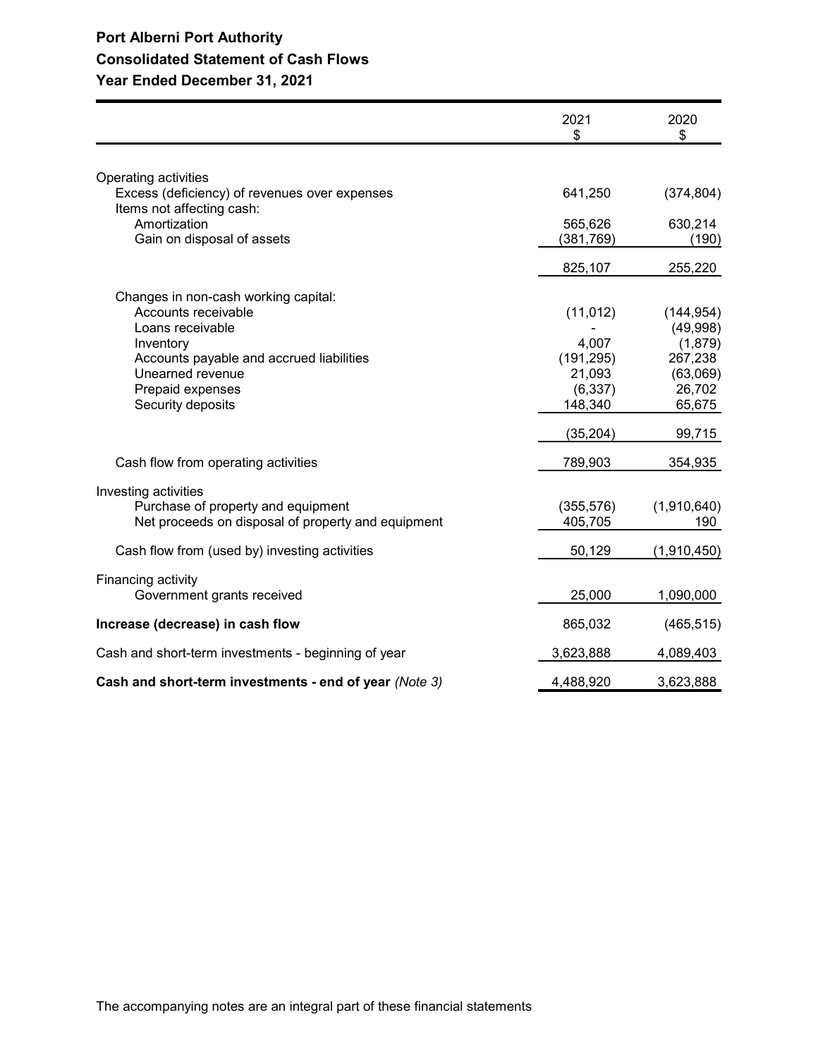# Port Alberni Port Authority
## Consolidated Statement of Cash Flows
### Year Ended December 31, 2021

| | 2021<br>$ | 2020<br>$ |
|---|---|---|
| **Operating activities** | | |
| Excess (deficiency) of revenues over expenses | 641,250 | (374,804) |
| Items not affecting cash: | | |
| Amortization | 565,626 | 630,214 |
| Gain on disposal of assets | (381,769) | (190) |
| | 825,107 | 255,220 |
| Changes in non-cash working capital: | | |
| Accounts receivable | (11,012) | (144,954) |
| Loans receivable | - | (49,998) |
| Inventory | 4,007 | (1,879) |
| Accounts payable and accrued liabilities | (191,295) | 267,238 |
| Unearned revenue | 21,093 | (63,069) |
| Prepaid expenses | (6,337) | 26,702 |
| Security deposits | 148,340 | 65,675 |
| | (35,204) | 99,715 |
| Cash flow from operating activities | 789,903 | 354,935 |
| **Investing activities** | | |
| Purchase of property and equipment | (355,576) | (1,910,640) |
| Net proceeds on disposal of property and equipment | 405,705 | 190 |
| Cash flow from (used by) investing activities | 50,129 | (1,910,450) |
| **Financing activity** | | |
| Government grants received | 25,000 | 1,090,000 |
| **Increase (decrease) in cash flow** | 865,032 | (465,515) |
| Cash and short-term investments - beginning of year | 3,623,888 | 4,089,403 |
| **Cash and short-term investments - end of year** *(Note 3)* | 4,488,920 | 3,623,888 |

The accompanying notes are an integral part of these financial statements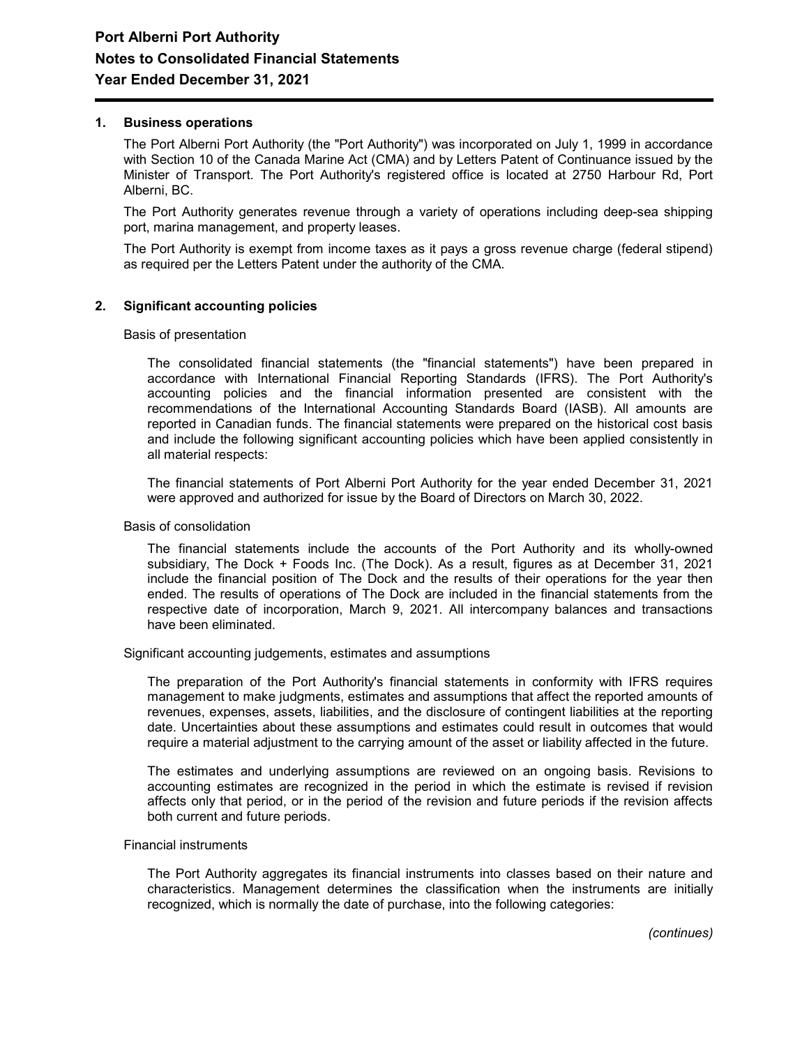## 1. Business operations

The Port Alberni Port Authority (the "Port Authority") was incorporated on July 1, 1999 in accordance with Section 10 of the Canada Marine Act (CMA) and by Letters Patent of Continuance issued by the Minister of Transport. The Port Authority's registered office is located at 2750 Harbour Rd, Port Alberni, BC.

The Port Authority generates revenue through a variety of operations including deep-sea shipping port, marina management, and property leases.

The Port Authority is exempt from income taxes as it pays a gross revenue charge (federal stipend) as required per the Letters Patent under the authority of the CMA.

## 2. Significant accounting policies

Basis of presentation

The consolidated financial statements (the "financial statements") have been prepared in accordance with International Financial Reporting Standards (IFRS). The Port Authority's accounting policies and the financial information presented are consistent with the recommendations of the International Accounting Standards Board (IASB). All amounts are reported in Canadian funds. The financial statements were prepared on the historical cost basis and include the following significant accounting policies which have been applied consistently in all material respects:

The financial statements of Port Alberni Port Authority for the year ended December 31, 2021 were approved and authorized for issue by the Board of Directors on March 30, 2022.

Basis of consolidation

The financial statements include the accounts of the Port Authority and its wholly-owned subsidiary, The Dock + Foods Inc. (The Dock). As a result, figures as at December 31, 2021 include the financial position of The Dock and the results of their operations for the year then ended. The results of operations of The Dock are included in the financial statements from the respective date of incorporation, March 9, 2021. All intercompany balances and transactions have been eliminated.

Significant accounting judgements, estimates and assumptions

The preparation of the Port Authority's financial statements in conformity with IFRS requires management to make judgments, estimates and assumptions that affect the reported amounts of revenues, expenses, assets, liabilities, and the disclosure of contingent liabilities at the reporting date. Uncertainties about these assumptions and estimates could result in outcomes that would require a material adjustment to the carrying amount of the asset or liability affected in the future.

The estimates and underlying assumptions are reviewed on an ongoing basis. Revisions to accounting estimates are recognized in the period in which the estimate is revised if revision affects only that period, or in the period of the revision and future periods if the revision affects both current and future periods.

Financial instruments

The Port Authority aggregates its financial instruments into classes based on their nature and characteristics. Management determines the classification when the instruments are initially recognized, which is normally the date of purchase, into the following categories:

*(continues)*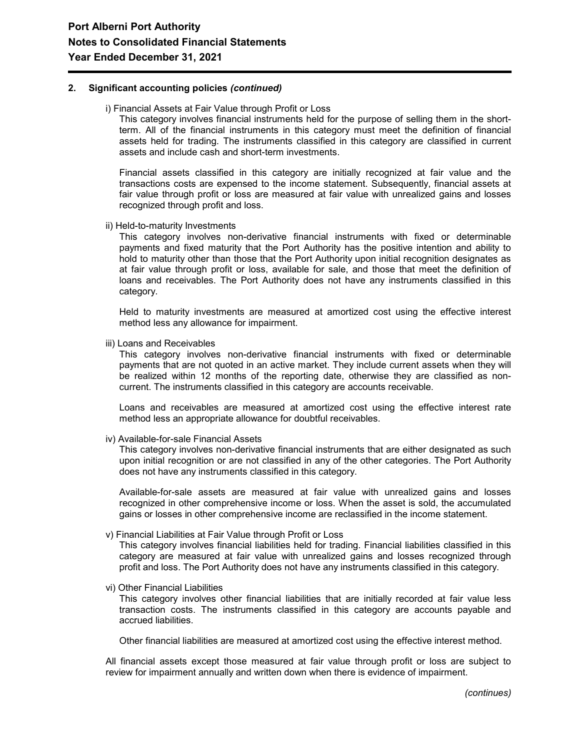## 2. Significant accounting policies *(continued)*

i) Financial Assets at Fair Value through Profit or Loss

This category involves financial instruments held for the purpose of selling them in the short-term. All of the financial instruments in this category must meet the definition of financial assets held for trading. The instruments classified in this category are classified in current assets and include cash and short-term investments.

Financial assets classified in this category are initially recognized at fair value and the transactions costs are expensed to the income statement. Subsequently, financial assets at fair value through profit or loss are measured at fair value with unrealized gains and losses recognized through profit and loss.

ii) Held-to-maturity Investments

This category involves non-derivative financial instruments with fixed or determinable payments and fixed maturity that the Port Authority has the positive intention and ability to hold to maturity other than those that the Port Authority upon initial recognition designates as at fair value through profit or loss, available for sale, and those that meet the definition of loans and receivables. The Port Authority does not have any instruments classified in this category.

Held to maturity investments are measured at amortized cost using the effective interest method less any allowance for impairment.

iii) Loans and Receivables

This category involves non-derivative financial instruments with fixed or determinable payments that are not quoted in an active market. They include current assets when they will be realized within 12 months of the reporting date, otherwise they are classified as non-current. The instruments classified in this category are accounts receivable.

Loans and receivables are measured at amortized cost using the effective interest rate method less an appropriate allowance for doubtful receivables.

iv) Available-for-sale Financial Assets

This category involves non-derivative financial instruments that are either designated as such upon initial recognition or are not classified in any of the other categories. The Port Authority does not have any instruments classified in this category.

Available-for-sale assets are measured at fair value with unrealized gains and losses recognized in other comprehensive income or loss. When the asset is sold, the accumulated gains or losses in other comprehensive income are reclassified in the income statement.

v) Financial Liabilities at Fair Value through Profit or Loss

This category involves financial liabilities held for trading. Financial liabilities classified in this category are measured at fair value with unrealized gains and losses recognized through profit and loss. The Port Authority does not have any instruments classified in this category.

vi) Other Financial Liabilities

This category involves other financial liabilities that are initially recorded at fair value less transaction costs. The instruments classified in this category are accounts payable and accrued liabilities.

Other financial liabilities are measured at amortized cost using the effective interest method.

All financial assets except those measured at fair value through profit or loss are subject to review for impairment annually and written down when there is evidence of impairment.

*(continues)*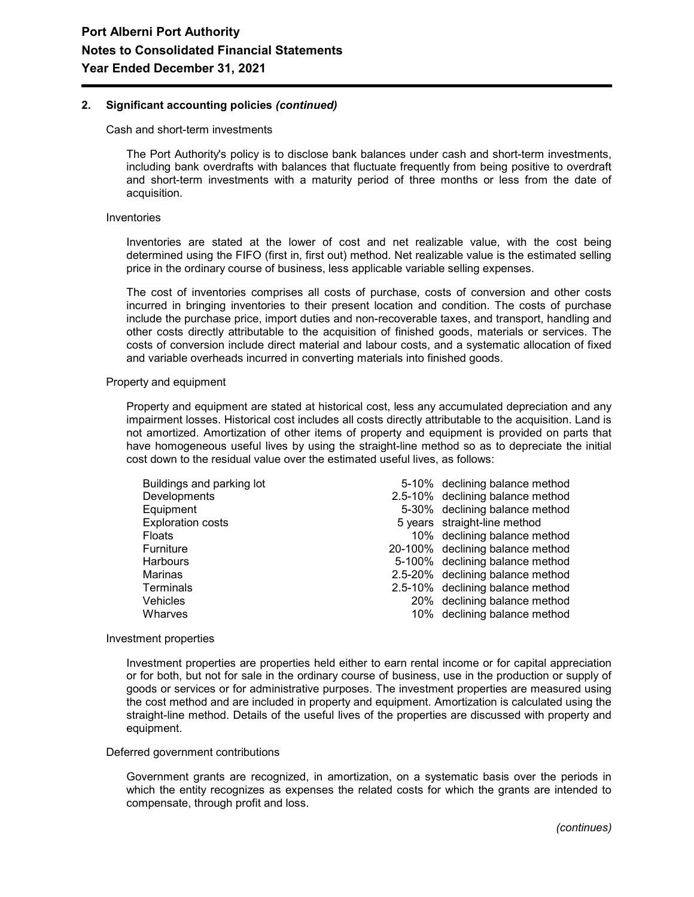## 2. Significant accounting policies *(continued)*

Cash and short-term investments

The Port Authority's policy is to disclose bank balances under cash and short-term investments, including bank overdrafts with balances that fluctuate frequently from being positive to overdraft and short-term investments with a maturity period of three months or less from the date of acquisition.

Inventories

Inventories are stated at the lower of cost and net realizable value, with the cost being determined using the FIFO (first in, first out) method. Net realizable value is the estimated selling price in the ordinary course of business, less applicable variable selling expenses.

The cost of inventories comprises all costs of purchase, costs of conversion and other costs incurred in bringing inventories to their present location and condition. The costs of purchase include the purchase price, import duties and non-recoverable taxes, and transport, handling and other costs directly attributable to the acquisition of finished goods, materials or services. The costs of conversion include direct material and labour costs, and a systematic allocation of fixed and variable overheads incurred in converting materials into finished goods.

Property and equipment

Property and equipment are stated at historical cost, less any accumulated depreciation and any impairment losses. Historical cost includes all costs directly attributable to the acquisition. Land is not amortized. Amortization of other items of property and equipment is provided on parts that have homogeneous useful lives by using the straight-line method so as to depreciate the initial cost down to the residual value over the estimated useful lives, as follows:

| | | |
|---|---|---|
| Buildings and parking lot | 5-10% | declining balance method |
| Developments | 2.5-10% | declining balance method |
| Equipment | 5-30% | declining balance method |
| Exploration costs | 5 years | straight-line method |
| Floats | 10% | declining balance method |
| Furniture | 20-100% | declining balance method |
| Harbours | 5-100% | declining balance method |
| Marinas | 2.5-20% | declining balance method |
| Terminals | 2.5-10% | declining balance method |
| Vehicles | 20% | declining balance method |
| Wharves | 10% | declining balance method |

Investment properties

Investment properties are properties held either to earn rental income or for capital appreciation or for both, but not for sale in the ordinary course of business, use in the production or supply of goods or services or for administrative purposes. The investment properties are measured using the cost method and are included in property and equipment. Amortization is calculated using the straight-line method. Details of the useful lives of the properties are discussed with property and equipment.

Deferred government contributions

Government grants are recognized, in amortization, on a systematic basis over the periods in which the entity recognizes as expenses the related costs for which the grants are intended to compensate, through profit and loss.

*(continues)*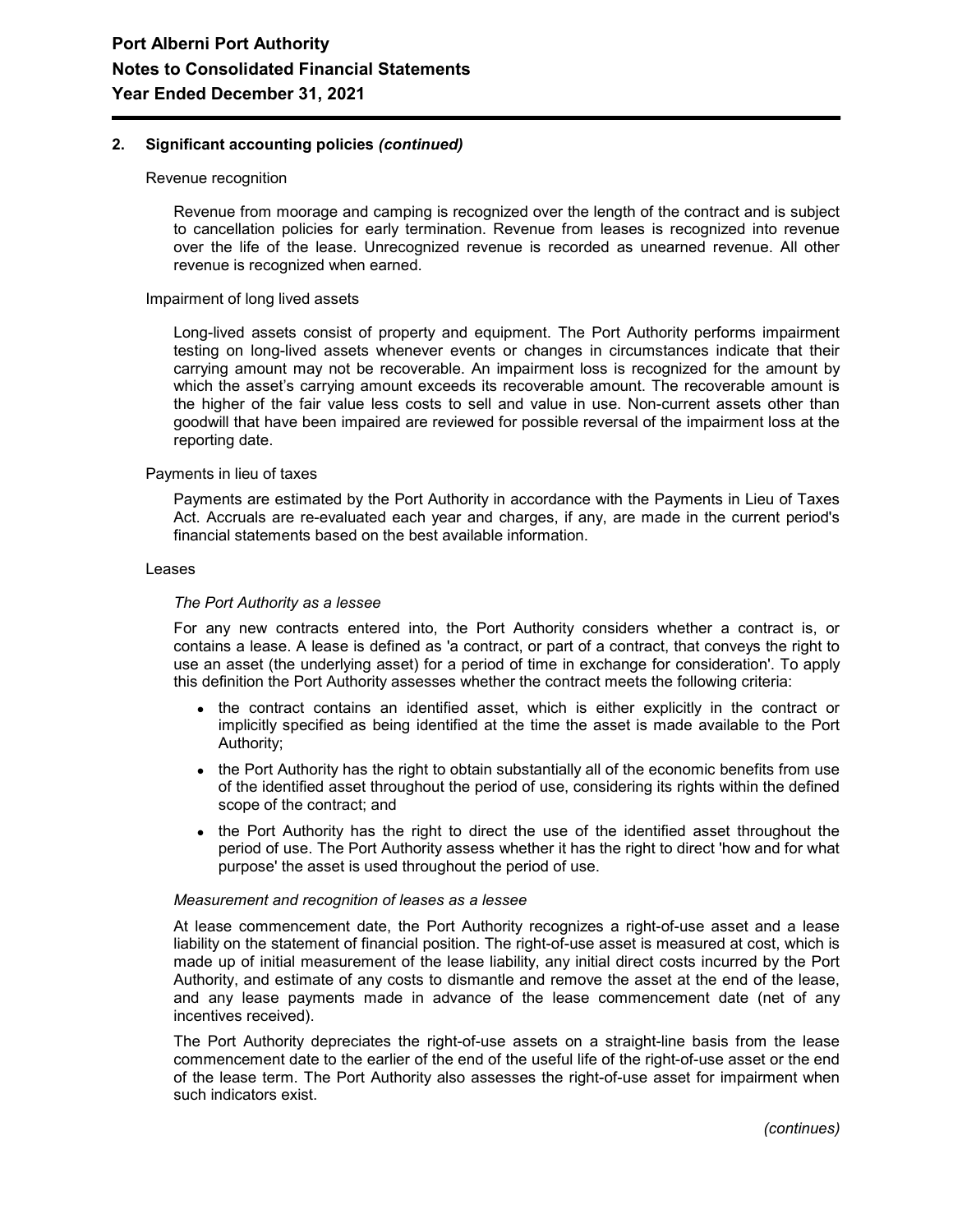## 2. Significant accounting policies *(continued)*

Revenue recognition

Revenue from moorage and camping is recognized over the length of the contract and is subject to cancellation policies for early termination. Revenue from leases is recognized into revenue over the life of the lease. Unrecognized revenue is recorded as unearned revenue. All other revenue is recognized when earned.

Impairment of long lived assets

Long-lived assets consist of property and equipment. The Port Authority performs impairment testing on long-lived assets whenever events or changes in circumstances indicate that their carrying amount may not be recoverable. An impairment loss is recognized for the amount by which the asset's carrying amount exceeds its recoverable amount. The recoverable amount is the higher of the fair value less costs to sell and value in use. Non-current assets other than goodwill that have been impaired are reviewed for possible reversal of the impairment loss at the reporting date.

Payments in lieu of taxes

Payments are estimated by the Port Authority in accordance with the Payments in Lieu of Taxes Act. Accruals are re-evaluated each year and charges, if any, are made in the current period's financial statements based on the best available information.

Leases

*The Port Authority as a lessee*

For any new contracts entered into, the Port Authority considers whether a contract is, or contains a lease. A lease is defined as 'a contract, or part of a contract, that conveys the right to use an asset (the underlying asset) for a period of time in exchange for consideration'. To apply this definition the Port Authority assesses whether the contract meets the following criteria:

- the contract contains an identified asset, which is either explicitly in the contract or implicitly specified as being identified at the time the asset is made available to the Port Authority;
- the Port Authority has the right to obtain substantially all of the economic benefits from use of the identified asset throughout the period of use, considering its rights within the defined scope of the contract; and
- the Port Authority has the right to direct the use of the identified asset throughout the period of use. The Port Authority assess whether it has the right to direct 'how and for what purpose' the asset is used throughout the period of use.

*Measurement and recognition of leases as a lessee*

At lease commencement date, the Port Authority recognizes a right-of-use asset and a lease liability on the statement of financial position. The right-of-use asset is measured at cost, which is made up of initial measurement of the lease liability, any initial direct costs incurred by the Port Authority, and estimate of any costs to dismantle and remove the asset at the end of the lease, and any lease payments made in advance of the lease commencement date (net of any incentives received).

The Port Authority depreciates the right-of-use assets on a straight-line basis from the lease commencement date to the earlier of the end of the useful life of the right-of-use asset or the end of the lease term. The Port Authority also assesses the right-of-use asset for impairment when such indicators exist.

*(continues)*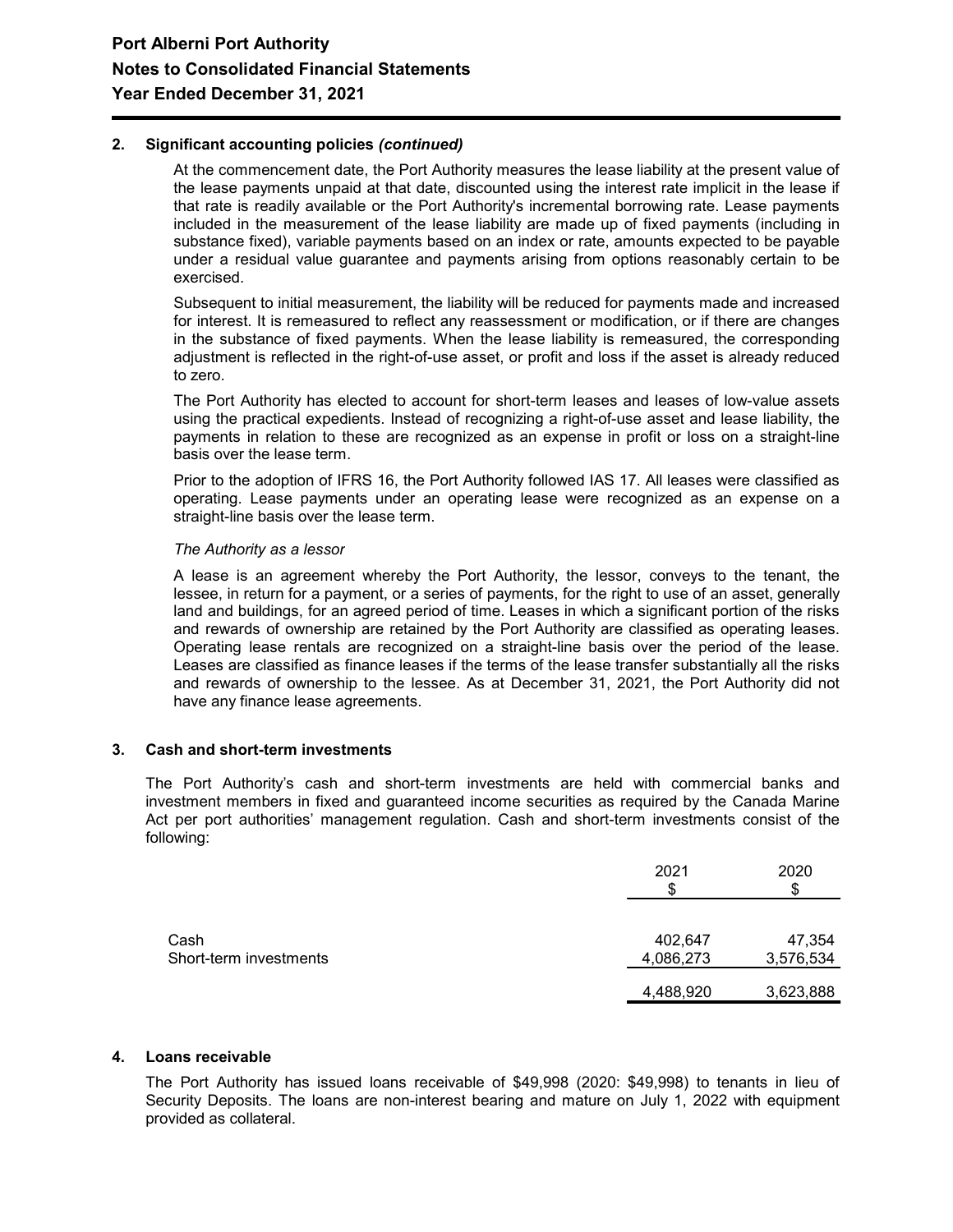## 2. Significant accounting policies *(continued)*

At the commencement date, the Port Authority measures the lease liability at the present value of the lease payments unpaid at that date, discounted using the interest rate implicit in the lease if that rate is readily available or the Port Authority's incremental borrowing rate. Lease payments included in the measurement of the lease liability are made up of fixed payments (including in substance fixed), variable payments based on an index or rate, amounts expected to be payable under a residual value guarantee and payments arising from options reasonably certain to be exercised.

Subsequent to initial measurement, the liability will be reduced for payments made and increased for interest. It is remeasured to reflect any reassessment or modification, or if there are changes in the substance of fixed payments. When the lease liability is remeasured, the corresponding adjustment is reflected in the right-of-use asset, or profit and loss if the asset is already reduced to zero.

The Port Authority has elected to account for short-term leases and leases of low-value assets using the practical expedients. Instead of recognizing a right-of-use asset and lease liability, the payments in relation to these are recognized as an expense in profit or loss on a straight-line basis over the lease term.

Prior to the adoption of IFRS 16, the Port Authority followed IAS 17. All leases were classified as operating. Lease payments under an operating lease were recognized as an expense on a straight-line basis over the lease term.

*The Authority as a lessor*

A lease is an agreement whereby the Port Authority, the lessor, conveys to the tenant, the lessee, in return for a payment, or a series of payments, for the right to use of an asset, generally land and buildings, for an agreed period of time. Leases in which a significant portion of the risks and rewards of ownership are retained by the Port Authority are classified as operating leases. Operating lease rentals are recognized on a straight-line basis over the period of the lease. Leases are classified as finance leases if the terms of the lease transfer substantially all the risks and rewards of ownership to the lessee. As at December 31, 2021, the Port Authority did not have any finance lease agreements.

## 3. Cash and short-term investments

The Port Authority's cash and short-term investments are held with commercial banks and investment members in fixed and guaranteed income securities as required by the Canada Marine Act per port authorities' management regulation. Cash and short-term investments consist of the following:

| | 2021 $ | 2020 $ |
|---|---|---|
| Cash | 402,647 | 47,354 |
| Short-term investments | 4,086,273 | 3,576,534 |
| | 4,488,920 | 3,623,888 |

## 4. Loans receivable

The Port Authority has issued loans receivable of $49,998 (2020: $49,998) to tenants in lieu of Security Deposits. The loans are non-interest bearing and mature on July 1, 2022 with equipment provided as collateral.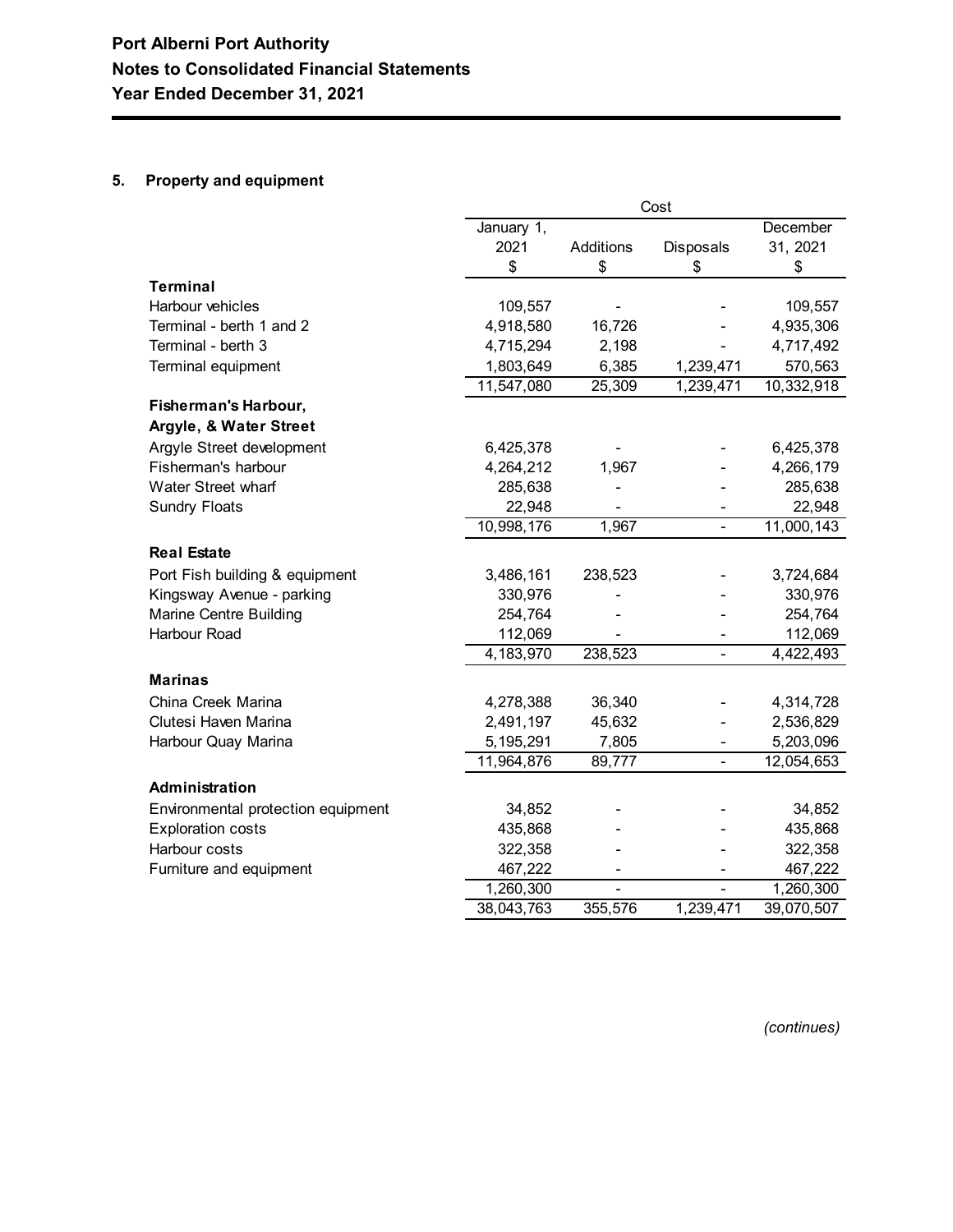**Port Alberni Port Authority**
**Notes to Consolidated Financial Statements**
**Year Ended December 31, 2021**

## 5. Property and equipment

| | Cost | | | |
|---|---|---|---|---|
| | January 1, 2021 | Additions | Disposals | December 31, 2021 |
| | $ | $ | $ | $ |
| **Terminal** | | | | |
| Harbour vehicles | 109,557 | - | - | 109,557 |
| Terminal - berth 1 and 2 | 4,918,580 | 16,726 | - | 4,935,306 |
| Terminal - berth 3 | 4,715,294 | 2,198 | - | 4,717,492 |
| Terminal equipment | 1,803,649 | 6,385 | 1,239,471 | 570,563 |
| | 11,547,080 | 25,309 | 1,239,471 | 10,332,918 |
| **Fisherman's Harbour, Argyle, & Water Street** | | | | |
| Argyle Street development | 6,425,378 | - | - | 6,425,378 |
| Fisherman's harbour | 4,264,212 | 1,967 | - | 4,266,179 |
| Water Street wharf | 285,638 | - | - | 285,638 |
| Sundry Floats | 22,948 | - | - | 22,948 |
| | 10,998,176 | 1,967 | - | 11,000,143 |
| **Real Estate** | | | | |
| Port Fish building & equipment | 3,486,161 | 238,523 | - | 3,724,684 |
| Kingsway Avenue - parking | 330,976 | - | - | 330,976 |
| Marine Centre Building | 254,764 | - | - | 254,764 |
| Harbour Road | 112,069 | - | - | 112,069 |
| | 4,183,970 | 238,523 | - | 4,422,493 |
| **Marinas** | | | | |
| China Creek Marina | 4,278,388 | 36,340 | - | 4,314,728 |
| Clutesi Haven Marina | 2,491,197 | 45,632 | - | 2,536,829 |
| Harbour Quay Marina | 5,195,291 | 7,805 | - | 5,203,096 |
| | 11,964,876 | 89,777 | - | 12,054,653 |
| **Administration** | | | | |
| Environmental protection equipment | 34,852 | - | - | 34,852 |
| Exploration costs | 435,868 | - | - | 435,868 |
| Harbour costs | 322,358 | - | - | 322,358 |
| Furniture and equipment | 467,222 | - | - | 467,222 |
| | 1,260,300 | - | - | 1,260,300 |
| | 38,043,763 | 355,576 | 1,239,471 | 39,070,507 |

*(continues)*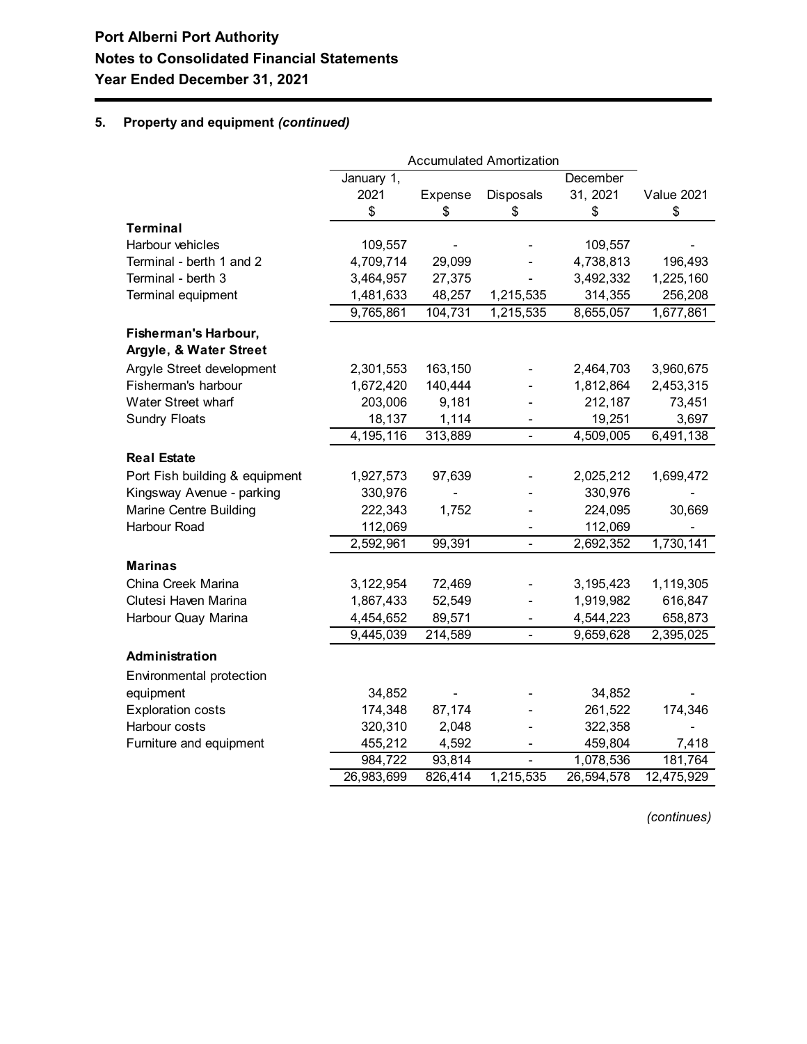**Port Alberni Port Authority**
**Notes to Consolidated Financial Statements**
**Year Ended December 31, 2021**

## 5. Property and equipment *(continued)*

| | Accumulated Amortization | | | | |
|---|---|---|---|---|---|
| | January 1, 2021 | Expense | Disposals | December 31, 2021 | Value 2021 |
| | $ | $ | $ | $ | $ |
| **Terminal** | | | | | |
| Harbour vehicles | 109,557 | - | - | 109,557 | - |
| Terminal - berth 1 and 2 | 4,709,714 | 29,099 | - | 4,738,813 | 196,493 |
| Terminal - berth 3 | 3,464,957 | 27,375 | - | 3,492,332 | 1,225,160 |
| Terminal equipment | 1,481,633 | 48,257 | 1,215,535 | 314,355 | 256,208 |
| | 9,765,861 | 104,731 | 1,215,535 | 8,655,057 | 1,677,861 |
| **Fisherman's Harbour, Argyle, & Water Street** | | | | | |
| Argyle Street development | 2,301,553 | 163,150 | - | 2,464,703 | 3,960,675 |
| Fisherman's harbour | 1,672,420 | 140,444 | - | 1,812,864 | 2,453,315 |
| Water Street wharf | 203,006 | 9,181 | - | 212,187 | 73,451 |
| Sundry Floats | 18,137 | 1,114 | - | 19,251 | 3,697 |
| | 4,195,116 | 313,889 | - | 4,509,005 | 6,491,138 |
| **Real Estate** | | | | | |
| Port Fish building & equipment | 1,927,573 | 97,639 | - | 2,025,212 | 1,699,472 |
| Kingsway Avenue - parking | 330,976 | - | - | 330,976 | - |
| Marine Centre Building | 222,343 | 1,752 | - | 224,095 | 30,669 |
| Harbour Road | 112,069 | | - | 112,069 | - |
| | 2,592,961 | 99,391 | - | 2,692,352 | 1,730,141 |
| **Marinas** | | | | | |
| China Creek Marina | 3,122,954 | 72,469 | - | 3,195,423 | 1,119,305 |
| Clutesi Haven Marina | 1,867,433 | 52,549 | - | 1,919,982 | 616,847 |
| Harbour Quay Marina | 4,454,652 | 89,571 | - | 4,544,223 | 658,873 |
| | 9,445,039 | 214,589 | - | 9,659,628 | 2,395,025 |
| **Administration** | | | | | |
| Environmental protection equipment | 34,852 | - | - | 34,852 | - |
| Exploration costs | 174,348 | 87,174 | - | 261,522 | 174,346 |
| Harbour costs | 320,310 | 2,048 | - | 322,358 | - |
| Furniture and equipment | 455,212 | 4,592 | - | 459,804 | 7,418 |
| | 984,722 | 93,814 | - | 1,078,536 | 181,764 |
| | 26,983,699 | 826,414 | 1,215,535 | 26,594,578 | 12,475,929 |

*(continues)*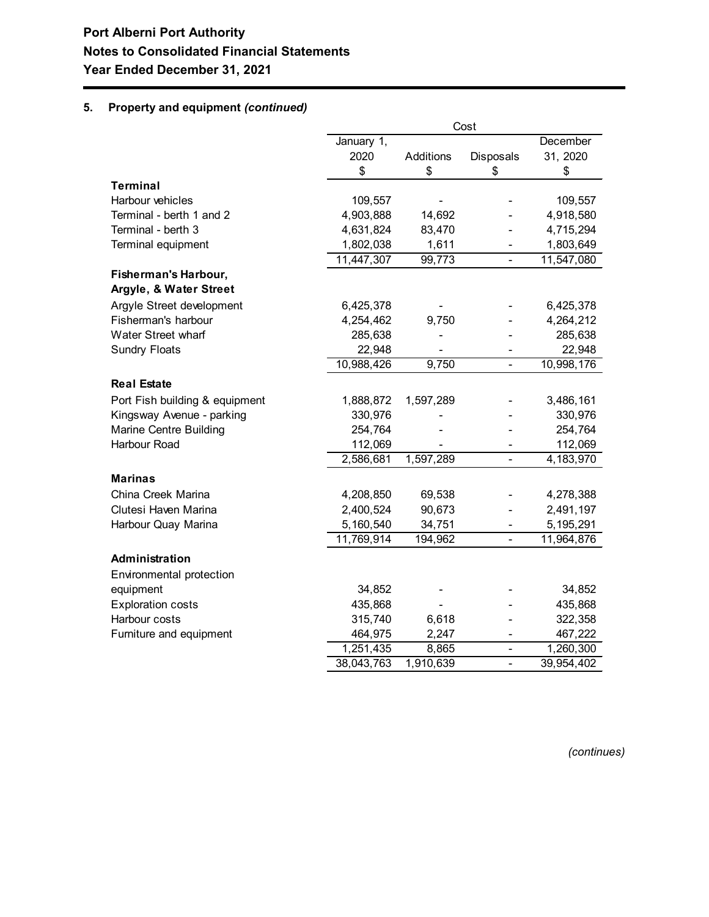**Port Alberni Port Authority**
**Notes to Consolidated Financial Statements**
**Year Ended December 31, 2021**

## 5. Property and equipment *(continued)*

| | Cost | | | |
|---|---|---|---|---|
| | January 1, 2020 $ | Additions $ | Disposals $ | December 31, 2020 $ |
| **Terminal** | | | | |
| Harbour vehicles | 109,557 | - | - | 109,557 |
| Terminal - berth 1 and 2 | 4,903,888 | 14,692 | - | 4,918,580 |
| Terminal - berth 3 | 4,631,824 | 83,470 | - | 4,715,294 |
| Terminal equipment | 1,802,038 | 1,611 | - | 1,803,649 |
| | 11,447,307 | 99,773 | - | 11,547,080 |
| **Fisherman's Harbour, Argyle, & Water Street** | | | | |
| Argyle Street development | 6,425,378 | - | - | 6,425,378 |
| Fisherman's harbour | 4,254,462 | 9,750 | - | 4,264,212 |
| Water Street wharf | 285,638 | - | - | 285,638 |
| Sundry Floats | 22,948 | - | - | 22,948 |
| | 10,988,426 | 9,750 | - | 10,998,176 |
| **Real Estate** | | | | |
| Port Fish building & equipment | 1,888,872 | 1,597,289 | - | 3,486,161 |
| Kingsway Avenue - parking | 330,976 | - | - | 330,976 |
| Marine Centre Building | 254,764 | - | - | 254,764 |
| Harbour Road | 112,069 | - | - | 112,069 |
| | 2,586,681 | 1,597,289 | - | 4,183,970 |
| **Marinas** | | | | |
| China Creek Marina | 4,208,850 | 69,538 | - | 4,278,388 |
| Clutesi Haven Marina | 2,400,524 | 90,673 | - | 2,491,197 |
| Harbour Quay Marina | 5,160,540 | 34,751 | - | 5,195,291 |
| | 11,769,914 | 194,962 | - | 11,964,876 |
| **Administration** | | | | |
| Environmental protection equipment | 34,852 | - | - | 34,852 |
| Exploration costs | 435,868 | - | - | 435,868 |
| Harbour costs | 315,740 | 6,618 | - | 322,358 |
| Furniture and equipment | 464,975 | 2,247 | - | 467,222 |
| | 1,251,435 | 8,865 | - | 1,260,300 |
| | 38,043,763 | 1,910,639 | - | 39,954,402 |

*(continues)*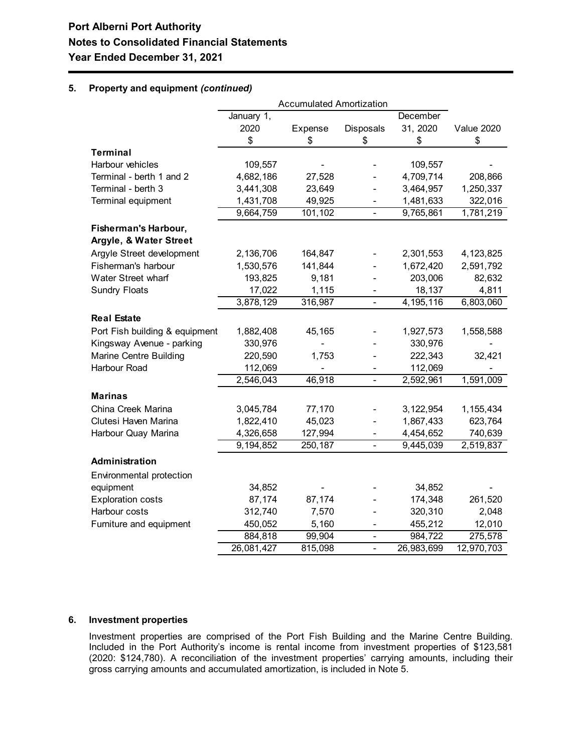# Port Alberni Port Authority

## Notes to Consolidated Financial Statements

## Year Ended December 31, 2021

### 5. Property and equipment *(continued)*

| | Accumulated Amortization | | | | |
|---|---|---|---|---|---|
| | January 1, 2020 | Expense | Disposals | December 31, 2020 | Value 2020 |
| | $ | $ | $ | $ | $ |
| **Terminal** | | | | | |
| Harbour vehicles | 109,557 | - | - | 109,557 | - |
| Terminal - berth 1 and 2 | 4,682,186 | 27,528 | - | 4,709,714 | 208,866 |
| Terminal - berth 3 | 3,441,308 | 23,649 | - | 3,464,957 | 1,250,337 |
| Terminal equipment | 1,431,708 | 49,925 | - | 1,481,633 | 322,016 |
| | 9,664,759 | 101,102 | - | 9,765,861 | 1,781,219 |
| **Fisherman's Harbour, Argyle, & Water Street** | | | | | |
| Argyle Street development | 2,136,706 | 164,847 | - | 2,301,553 | 4,123,825 |
| Fisherman's harbour | 1,530,576 | 141,844 | - | 1,672,420 | 2,591,792 |
| Water Street wharf | 193,825 | 9,181 | - | 203,006 | 82,632 |
| Sundry Floats | 17,022 | 1,115 | - | 18,137 | 4,811 |
| | 3,878,129 | 316,987 | - | 4,195,116 | 6,803,060 |
| **Real Estate** | | | | | |
| Port Fish building & equipment | 1,882,408 | 45,165 | - | 1,927,573 | 1,558,588 |
| Kingsway Avenue - parking | 330,976 | - | - | 330,976 | - |
| Marine Centre Building | 220,590 | 1,753 | - | 222,343 | 32,421 |
| Harbour Road | 112,069 | - | - | 112,069 | - |
| | 2,546,043 | 46,918 | - | 2,592,961 | 1,591,009 |
| **Marinas** | | | | | |
| China Creek Marina | 3,045,784 | 77,170 | - | 3,122,954 | 1,155,434 |
| Clutesi Haven Marina | 1,822,410 | 45,023 | - | 1,867,433 | 623,764 |
| Harbour Quay Marina | 4,326,658 | 127,994 | - | 4,454,652 | 740,639 |
| | 9,194,852 | 250,187 | - | 9,445,039 | 2,519,837 |
| **Administration** | | | | | |
| Environmental protection equipment | 34,852 | - | - | 34,852 | - |
| Exploration costs | 87,174 | 87,174 | - | 174,348 | 261,520 |
| Harbour costs | 312,740 | 7,570 | - | 320,310 | 2,048 |
| Furniture and equipment | 450,052 | 5,160 | - | 455,212 | 12,010 |
| | 884,818 | 99,904 | - | 984,722 | 275,578 |
| | 26,081,427 | 815,098 | - | 26,983,699 | 12,970,703 |

### 6. Investment properties

Investment properties are comprised of the Port Fish Building and the Marine Centre Building. Included in the Port Authority's income is rental income from investment properties of $123,581 (2020: $124,780). A reconciliation of the investment properties' carrying amounts, including their gross carrying amounts and accumulated amortization, is included in Note 5.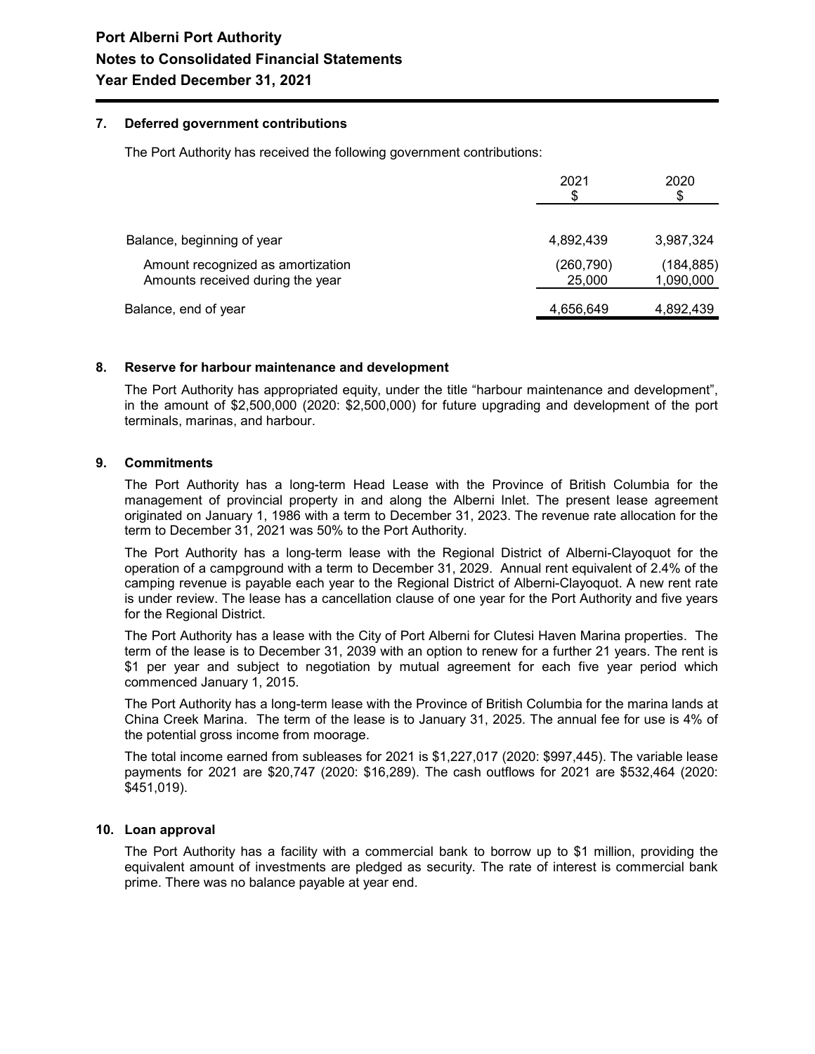**Port Alberni Port Authority**
**Notes to Consolidated Financial Statements**
**Year Ended December 31, 2021**

## 7. Deferred government contributions

The Port Authority has received the following government contributions:

| | 2021<br>$ | 2020<br>$ |
|---|---|---|
| Balance, beginning of year | 4,892,439 | 3,987,324 |
| Amount recognized as amortization | (260,790) | (184,885) |
| Amounts received during the year | 25,000 | 1,090,000 |
| Balance, end of year | 4,656,649 | 4,892,439 |

## 8. Reserve for harbour maintenance and development

The Port Authority has appropriated equity, under the title "harbour maintenance and development", in the amount of $2,500,000 (2020: $2,500,000) for future upgrading and development of the port terminals, marinas, and harbour.

## 9. Commitments

The Port Authority has a long-term Head Lease with the Province of British Columbia for the management of provincial property in and along the Alberni Inlet. The present lease agreement originated on January 1, 1986 with a term to December 31, 2023. The revenue rate allocation for the term to December 31, 2021 was 50% to the Port Authority.

The Port Authority has a long-term lease with the Regional District of Alberni-Clayoquot for the operation of a campground with a term to December 31, 2029. Annual rent equivalent of 2.4% of the camping revenue is payable each year to the Regional District of Alberni-Clayoquot. A new rent rate is under review. The lease has a cancellation clause of one year for the Port Authority and five years for the Regional District.

The Port Authority has a lease with the City of Port Alberni for Clutesi Haven Marina properties. The term of the lease is to December 31, 2039 with an option to renew for a further 21 years. The rent is $1 per year and subject to negotiation by mutual agreement for each five year period which commenced January 1, 2015.

The Port Authority has a long-term lease with the Province of British Columbia for the marina lands at China Creek Marina. The term of the lease is to January 31, 2025. The annual fee for use is 4% of the potential gross income from moorage.

The total income earned from subleases for 2021 is $1,227,017 (2020: $997,445). The variable lease payments for 2021 are $20,747 (2020: $16,289). The cash outflows for 2021 are $532,464 (2020: $451,019).

## 10. Loan approval

The Port Authority has a facility with a commercial bank to borrow up to $1 million, providing the equivalent amount of investments are pledged as security. The rate of interest is commercial bank prime. There was no balance payable at year end.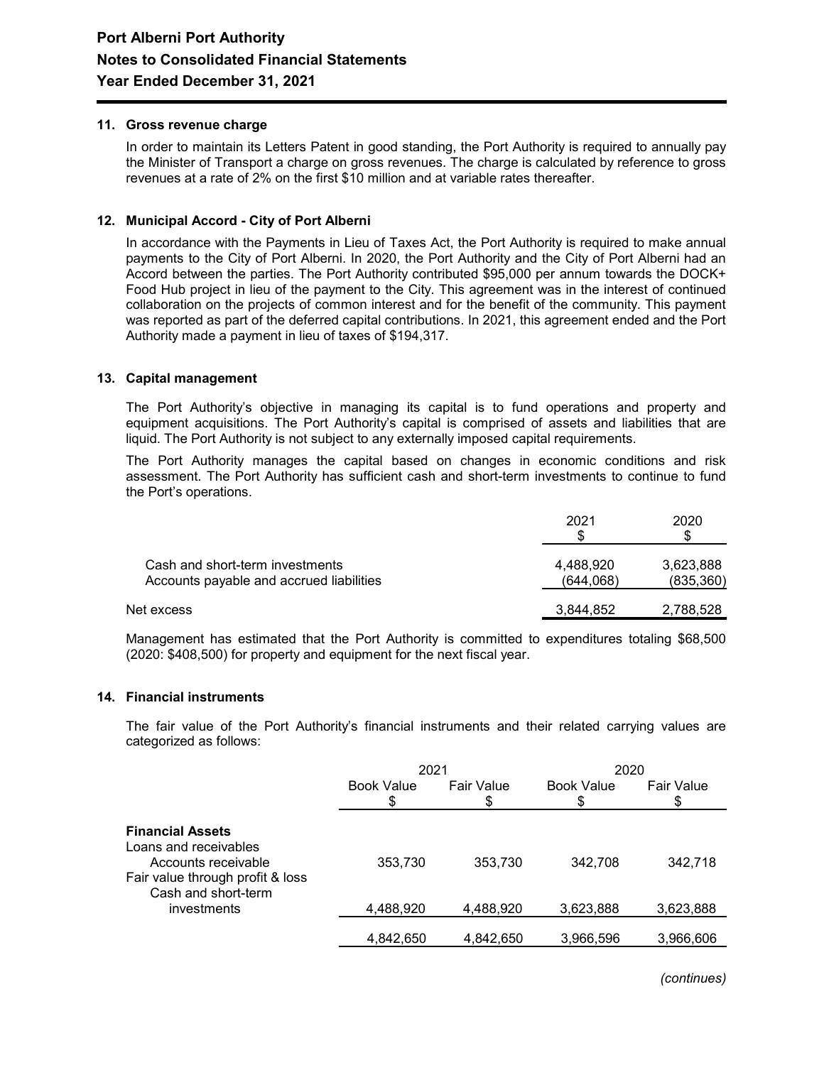# Port Alberni Port Authority
## Notes to Consolidated Financial Statements
## Year Ended December 31, 2021

### 11. Gross revenue charge

In order to maintain its Letters Patent in good standing, the Port Authority is required to annually pay the Minister of Transport a charge on gross revenues. The charge is calculated by reference to gross revenues at a rate of 2% on the first $10 million and at variable rates thereafter.

### 12. Municipal Accord - City of Port Alberni

In accordance with the Payments in Lieu of Taxes Act, the Port Authority is required to make annual payments to the City of Port Alberni. In 2020, the Port Authority and the City of Port Alberni had an Accord between the parties. The Port Authority contributed $95,000 per annum towards the DOCK+ Food Hub project in lieu of the payment to the City. This agreement was in the interest of continued collaboration on the projects of common interest and for the benefit of the community. This payment was reported as part of the deferred capital contributions. In 2021, this agreement ended and the Port Authority made a payment in lieu of taxes of $194,317.

### 13. Capital management

The Port Authority's objective in managing its capital is to fund operations and property and equipment acquisitions. The Port Authority's capital is comprised of assets and liabilities that are liquid. The Port Authority is not subject to any externally imposed capital requirements.

The Port Authority manages the capital based on changes in economic conditions and risk assessment. The Port Authority has sufficient cash and short-term investments to continue to fund the Port's operations.

| | 2021<br>$ | 2020<br>$ |
|---|---|---|
| Cash and short-term investments | 4,488,920 | 3,623,888 |
| Accounts payable and accrued liabilities | (644,068) | (835,360) |
| Net excess | 3,844,852 | 2,788,528 |

Management has estimated that the Port Authority is committed to expenditures totaling $68,500 (2020: $408,500) for property and equipment for the next fiscal year.

### 14. Financial instruments

The fair value of the Port Authority's financial instruments and their related carrying values are categorized as follows:

| | 2021 | | 2020 | |
|---|---|---|---|---|
| | Book Value<br>$ | Fair Value<br>$ | Book Value<br>$ | Fair Value<br>$ |
| **Financial Assets** | | | | |
| Loans and receivables | | | | |
| Accounts receivable | 353,730 | 353,730 | 342,708 | 342,718 |
| Fair value through profit & loss | | | | |
| Cash and short-term investments | 4,488,920 | 4,488,920 | 3,623,888 | 3,623,888 |
| | 4,842,650 | 4,842,650 | 3,966,596 | 3,966,606 |

*(continues)*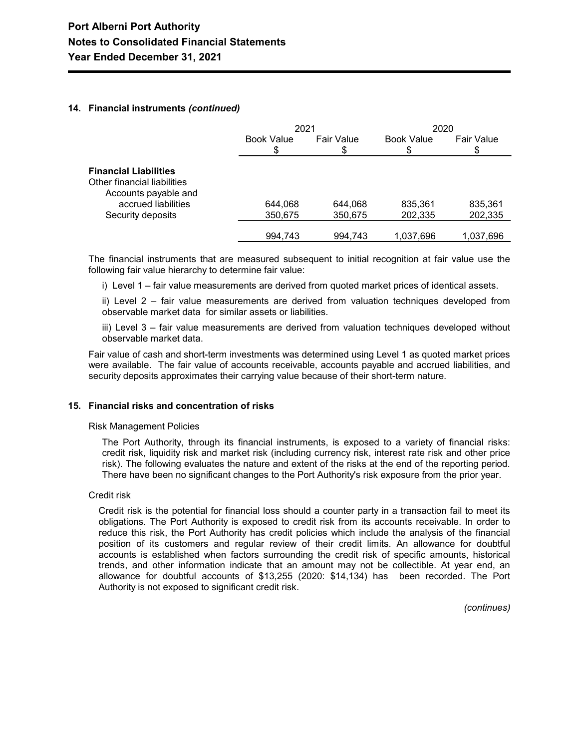### 14. Financial instruments *(continued)*

| | 2021 | | 2020 | |
|---|---|---|---|---|
| | Book Value $ | Fair Value $ | Book Value $ | Fair Value $ |
| **Financial Liabilities** | | | | |
| Other financial liabilities | | | | |
| Accounts payable and accrued liabilities | 644,068 | 644,068 | 835,361 | 835,361 |
| Security deposits | 350,675 | 350,675 | 202,335 | 202,335 |
| | 994,743 | 994,743 | 1,037,696 | 1,037,696 |

The financial instruments that are measured subsequent to initial recognition at fair value use the following fair value hierarchy to determine fair value:

i) Level 1 – fair value measurements are derived from quoted market prices of identical assets.

ii) Level 2 – fair value measurements are derived from valuation techniques developed from observable market data for similar assets or liabilities.

iii) Level 3 – fair value measurements are derived from valuation techniques developed without observable market data.

Fair value of cash and short-term investments was determined using Level 1 as quoted market prices were available. The fair value of accounts receivable, accounts payable and accrued liabilities, and security deposits approximates their carrying value because of their short-term nature.

### 15. Financial risks and concentration of risks

Risk Management Policies

The Port Authority, through its financial instruments, is exposed to a variety of financial risks: credit risk, liquidity risk and market risk (including currency risk, interest rate risk and other price risk). The following evaluates the nature and extent of the risks at the end of the reporting period. There have been no significant changes to the Port Authority's risk exposure from the prior year.

Credit risk

Credit risk is the potential for financial loss should a counter party in a transaction fail to meet its obligations. The Port Authority is exposed to credit risk from its accounts receivable. In order to reduce this risk, the Port Authority has credit policies which include the analysis of the financial position of its customers and regular review of their credit limits. An allowance for doubtful accounts is established when factors surrounding the credit risk of specific amounts, historical trends, and other information indicate that an amount may not be collectible. At year end, an allowance for doubtful accounts of $13,255 (2020: $14,134) has been recorded. The Port Authority is not exposed to significant credit risk.

*(continues)*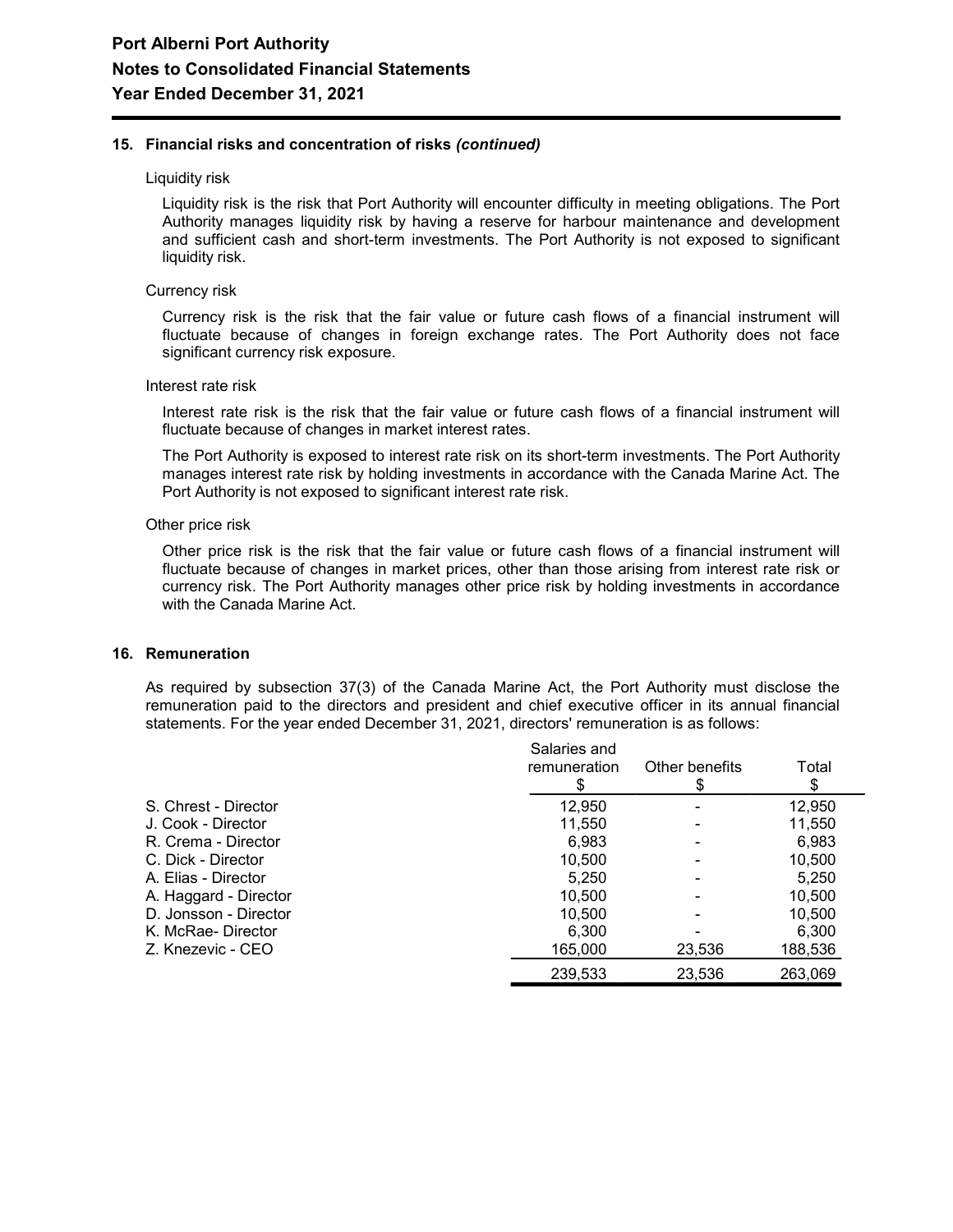### 15. Financial risks and concentration of risks *(continued)*

Liquidity risk

Liquidity risk is the risk that Port Authority will encounter difficulty in meeting obligations. The Port Authority manages liquidity risk by having a reserve for harbour maintenance and development and sufficient cash and short-term investments. The Port Authority is not exposed to significant liquidity risk.

Currency risk

Currency risk is the risk that the fair value or future cash flows of a financial instrument will fluctuate because of changes in foreign exchange rates. The Port Authority does not face significant currency risk exposure.

Interest rate risk

Interest rate risk is the risk that the fair value or future cash flows of a financial instrument will fluctuate because of changes in market interest rates.

The Port Authority is exposed to interest rate risk on its short-term investments. The Port Authority manages interest rate risk by holding investments in accordance with the Canada Marine Act. The Port Authority is not exposed to significant interest rate risk.

Other price risk

Other price risk is the risk that the fair value or future cash flows of a financial instrument will fluctuate because of changes in market prices, other than those arising from interest rate risk or currency risk. The Port Authority manages other price risk by holding investments in accordance with the Canada Marine Act.

### 16. Remuneration

As required by subsection 37(3) of the Canada Marine Act, the Port Authority must disclose the remuneration paid to the directors and president and chief executive officer in its annual financial statements. For the year ended December 31, 2021, directors' remuneration is as follows:

| | Salaries and remuneration $ | Other benefits $ | Total $ |
|---|---|---|---|
| S. Chrest - Director | 12,950 | - | 12,950 |
| J. Cook - Director | 11,550 | - | 11,550 |
| R. Crema - Director | 6,983 | - | 6,983 |
| C. Dick - Director | 10,500 | - | 10,500 |
| A. Elias - Director | 5,250 | - | 5,250 |
| A. Haggard - Director | 10,500 | - | 10,500 |
| D. Jonsson - Director | 10,500 | - | 10,500 |
| K. McRae- Director | 6,300 | - | 6,300 |
| Z. Knezevic - CEO | 165,000 | 23,536 | 188,536 |
| | 239,533 | 23,536 | 263,069 |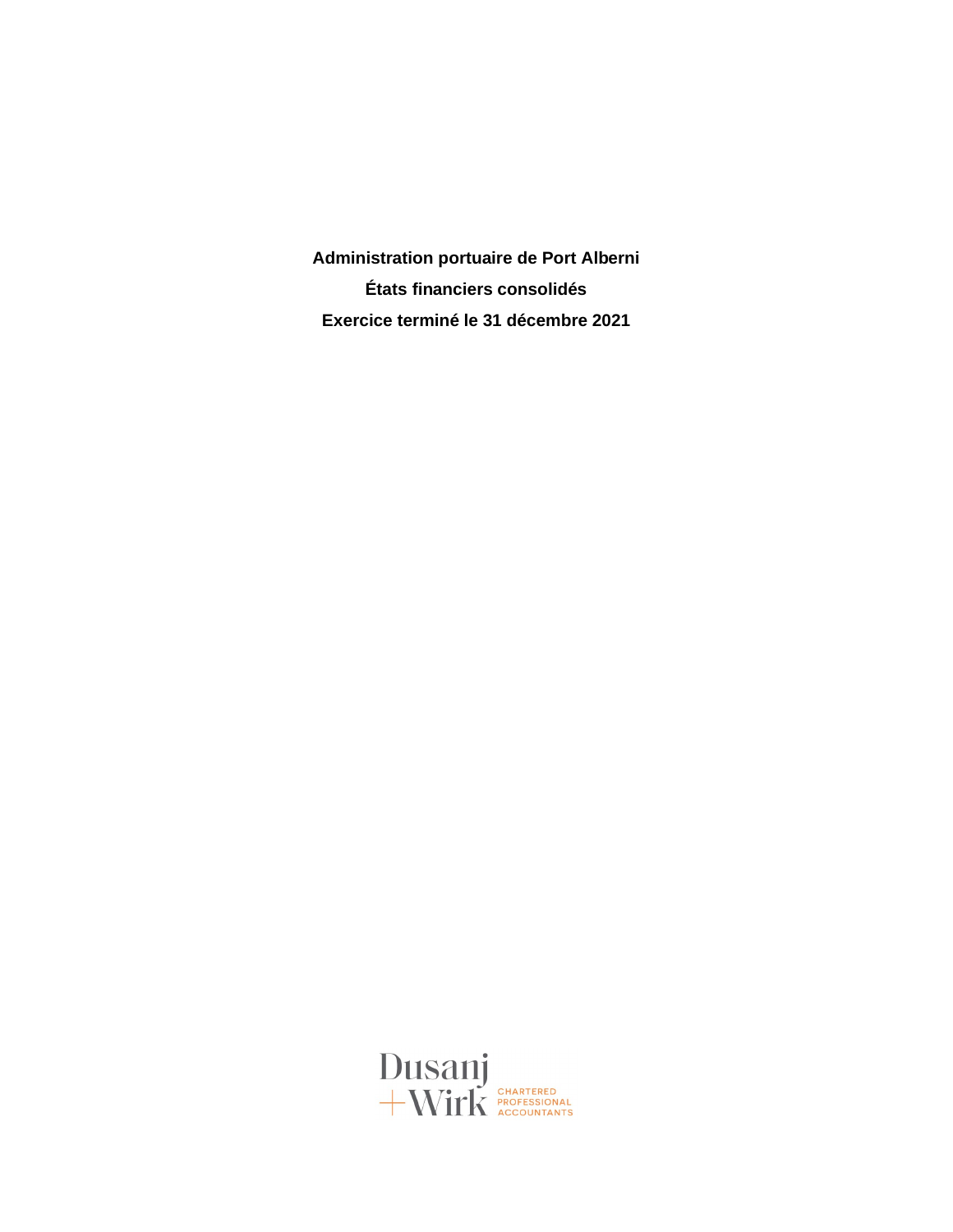**Administration portuaire de Port Alberni**

**États financiers consolidés**

**Exercice terminé le 31 décembre 2021**

Dusanj
+Wirk CHARTERED PROFESSIONAL ACCOUNTANTS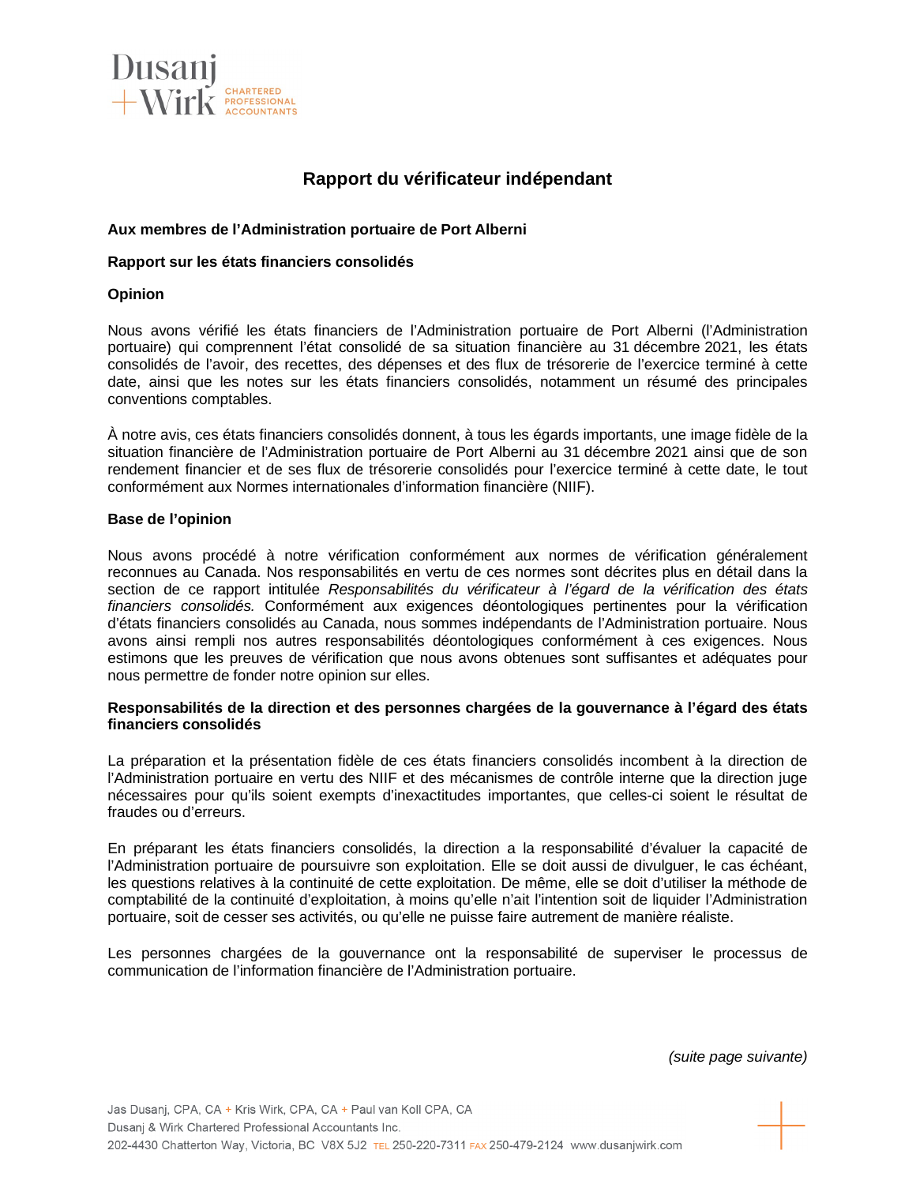# Rapport du vérificateur indépendant

**Aux membres de l'Administration portuaire de Port Alberni**

**Rapport sur les états financiers consolidés**

**Opinion**

Nous avons vérifié les états financiers de l'Administration portuaire de Port Alberni (l'Administration portuaire) qui comprennent l'état consolidé de sa situation financière au 31 décembre 2021, les états consolidés de l'avoir, des recettes, des dépenses et des flux de trésorerie de l'exercice terminé à cette date, ainsi que les notes sur les états financiers consolidés, notamment un résumé des principales conventions comptables.

À notre avis, ces états financiers consolidés donnent, à tous les égards importants, une image fidèle de la situation financière de l'Administration portuaire de Port Alberni au 31 décembre 2021 ainsi que de son rendement financier et de ses flux de trésorerie consolidés pour l'exercice terminé à cette date, le tout conformément aux Normes internationales d'information financière (NIIF).

**Base de l'opinion**

Nous avons procédé à notre vérification conformément aux normes de vérification généralement reconnues au Canada. Nos responsabilités en vertu de ces normes sont décrites plus en détail dans la section de ce rapport intitulée *Responsabilités du vérificateur à l'égard de la vérification des états financiers consolidés.* Conformément aux exigences déontologiques pertinentes pour la vérification d'états financiers consolidés au Canada, nous sommes indépendants de l'Administration portuaire. Nous avons ainsi rempli nos autres responsabilités déontologiques conformément à ces exigences. Nous estimons que les preuves de vérification que nous avons obtenues sont suffisantes et adéquates pour nous permettre de fonder notre opinion sur elles.

**Responsabilités de la direction et des personnes chargées de la gouvernance à l'égard des états financiers consolidés**

La préparation et la présentation fidèle de ces états financiers consolidés incombent à la direction de l'Administration portuaire en vertu des NIIF et des mécanismes de contrôle interne que la direction juge nécessaires pour qu'ils soient exempts d'inexactitudes importantes, que celles-ci soient le résultat de fraudes ou d'erreurs.

En préparant les états financiers consolidés, la direction a la responsabilité d'évaluer la capacité de l'Administration portuaire de poursuivre son exploitation. Elle se doit aussi de divulguer, le cas échéant, les questions relatives à la continuité de cette exploitation. De même, elle se doit d'utiliser la méthode de comptabilité de la continuité d'exploitation, à moins qu'elle n'ait l'intention soit de liquider l'Administration portuaire, soit de cesser ses activités, ou qu'elle ne puisse faire autrement de manière réaliste.

Les personnes chargées de la gouvernance ont la responsabilité de superviser le processus de communication de l'information financière de l'Administration portuaire.

*(suite page suivante)*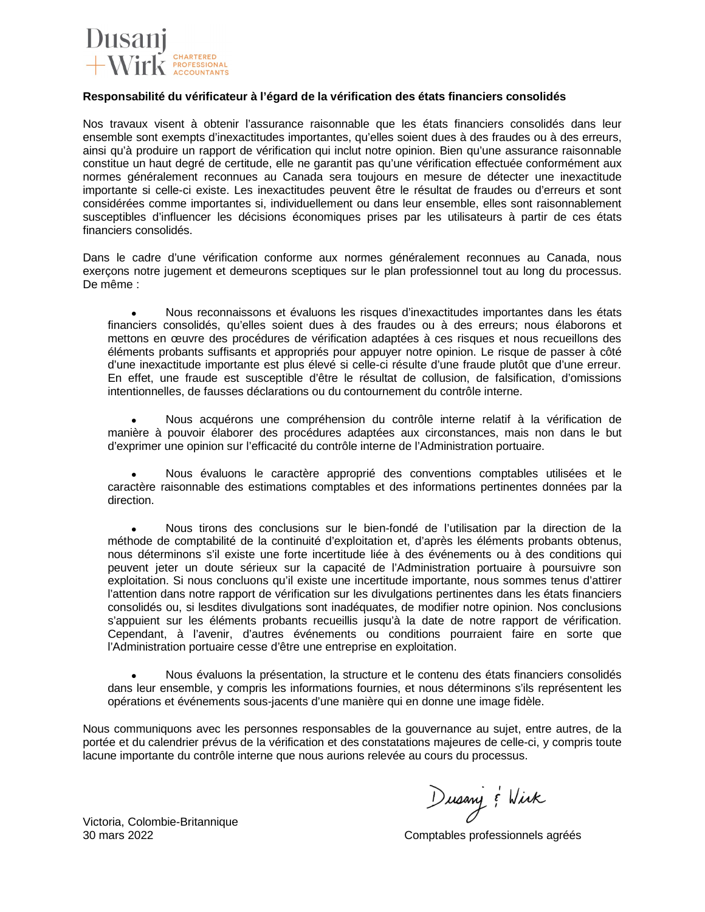Dusanj + Wirk CHARTERED PROFESSIONAL ACCOUNTANTS

**Responsabilité du vérificateur à l'égard de la vérification des états financiers consolidés**

Nos travaux visent à obtenir l'assurance raisonnable que les états financiers consolidés dans leur ensemble sont exempts d'inexactitudes importantes, qu'elles soient dues à des fraudes ou à des erreurs, ainsi qu'à produire un rapport de vérification qui inclut notre opinion. Bien qu'une assurance raisonnable constitue un haut degré de certitude, elle ne garantit pas qu'une vérification effectuée conformément aux normes généralement reconnues au Canada sera toujours en mesure de détecter une inexactitude importante si celle-ci existe. Les inexactitudes peuvent être le résultat de fraudes ou d'erreurs et sont considérées comme importantes si, individuellement ou dans leur ensemble, elles sont raisonnablement susceptibles d'influencer les décisions économiques prises par les utilisateurs à partir de ces états financiers consolidés.

Dans le cadre d'une vérification conforme aux normes généralement reconnues au Canada, nous exerçons notre jugement et demeurons sceptiques sur le plan professionnel tout au long du processus. De même :

- Nous reconnaissons et évaluons les risques d'inexactitudes importantes dans les états financiers consolidés, qu'elles soient dues à des fraudes ou à des erreurs; nous élaborons et mettons en œuvre des procédures de vérification adaptées à ces risques et nous recueillons des éléments probants suffisants et appropriés pour appuyer notre opinion. Le risque de passer à côté d'une inexactitude importante est plus élevé si celle-ci résulte d'une fraude plutôt que d'une erreur. En effet, une fraude est susceptible d'être le résultat de collusion, de falsification, d'omissions intentionnelles, de fausses déclarations ou du contournement du contrôle interne.

- Nous acquérons une compréhension du contrôle interne relatif à la vérification de manière à pouvoir élaborer des procédures adaptées aux circonstances, mais non dans le but d'exprimer une opinion sur l'efficacité du contrôle interne de l'Administration portuaire.

- Nous évaluons le caractère approprié des conventions comptables utilisées et le caractère raisonnable des estimations comptables et des informations pertinentes données par la direction.

- Nous tirons des conclusions sur le bien-fondé de l'utilisation par la direction de la méthode de comptabilité de la continuité d'exploitation et, d'après les éléments probants obtenus, nous déterminons s'il existe une forte incertitude liée à des événements ou à des conditions qui peuvent jeter un doute sérieux sur la capacité de l'Administration portuaire à poursuivre son exploitation. Si nous concluons qu'il existe une incertitude importante, nous sommes tenus d'attirer l'attention dans notre rapport de vérification sur les divulgations pertinentes dans les états financiers consolidés ou, si lesdites divulgations sont inadéquates, de modifier notre opinion. Nos conclusions s'appuient sur les éléments probants recueillis jusqu'à la date de notre rapport de vérification. Cependant, à l'avenir, d'autres événements ou conditions pourraient faire en sorte que l'Administration portuaire cesse d'être une entreprise en exploitation.

- Nous évaluons la présentation, la structure et le contenu des états financiers consolidés dans leur ensemble, y compris les informations fournies, et nous déterminons s'ils représentent les opérations et événements sous-jacents d'une manière qui en donne une image fidèle.

Nous communiquons avec les personnes responsables de la gouvernance au sujet, entre autres, de la portée et du calendrier prévus de la vérification et des constatations majeures de celle-ci, y compris toute lacune importante du contrôle interne que nous aurions relevée au cours du processus.

Dusanj & Wirk

Victoria, Colombie-Britannique
30 mars 2022

Comptables professionnels agréés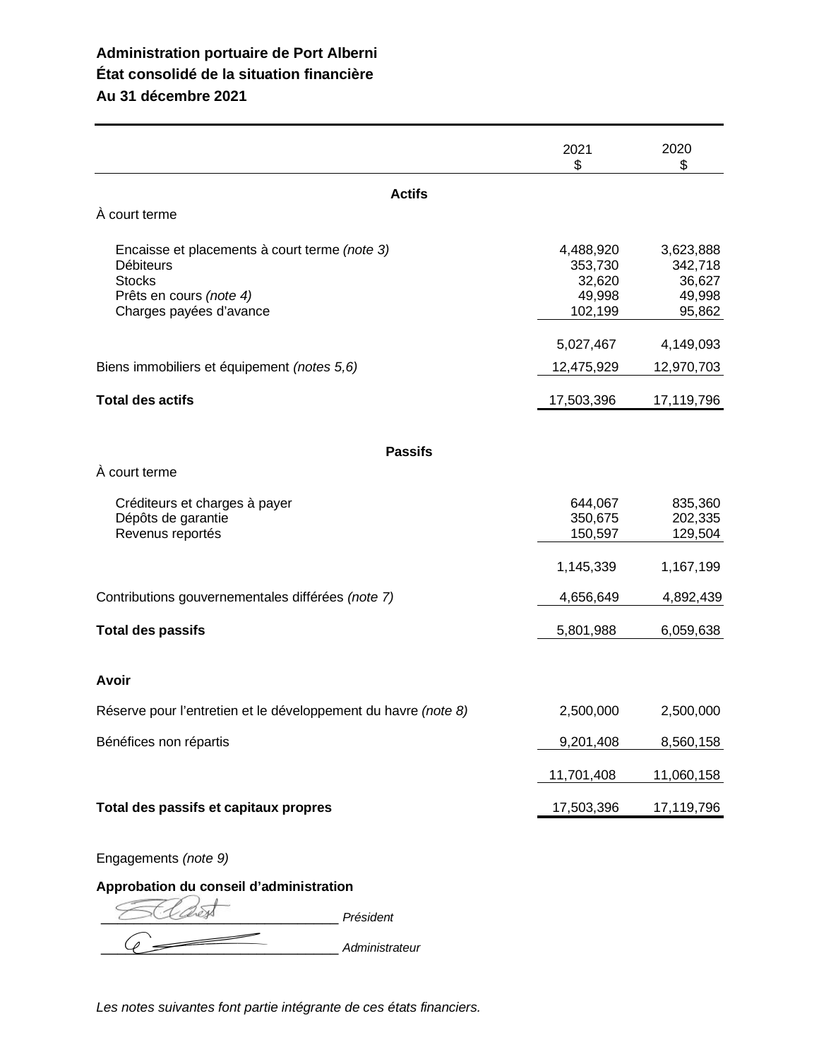**Administration portuaire de Port Alberni**
**État consolidé de la situation financière**
**Au 31 décembre 2021**

| | 2021<br>$ | 2020<br>$ |
|---|---|---|
| **Actifs** | | |
| À court terme | | |
| Encaisse et placements à court terme *(note 3)* | 4,488,920 | 3,623,888 |
| Débiteurs | 353,730 | 342,718 |
| Stocks | 32,620 | 36,627 |
| Prêts en cours *(note 4)* | 49,998 | 49,998 |
| Charges payées d'avance | 102,199 | 95,862 |
| | 5,027,467 | 4,149,093 |
| Biens immobiliers et équipement *(notes 5,6)* | 12,475,929 | 12,970,703 |
| **Total des actifs** | 17,503,396 | 17,119,796 |
| **Passifs** | | |
| À court terme | | |
| Créditeurs et charges à payer | 644,067 | 835,360 |
| Dépôts de garantie | 350,675 | 202,335 |
| Revenus reportés | 150,597 | 129,504 |
| | 1,145,339 | 1,167,199 |
| Contributions gouvernementales différées *(note 7)* | 4,656,649 | 4,892,439 |
| **Total des passifs** | 5,801,988 | 6,059,638 |
| **Avoir** | | |
| Réserve pour l'entretien et le développement du havre *(note 8)* | 2,500,000 | 2,500,000 |
| Bénéfices non répartis | 9,201,408 | 8,560,158 |
| | 11,701,408 | 11,060,158 |
| **Total des passifs et capitaux propres** | 17,503,396 | 17,119,796 |

Engagements *(note 9)*

**Approbation du conseil d'administration**

_______________________________ *Président*

_______________________________ *Administrateur*

*Les notes suivantes font partie intégrante de ces états financiers.*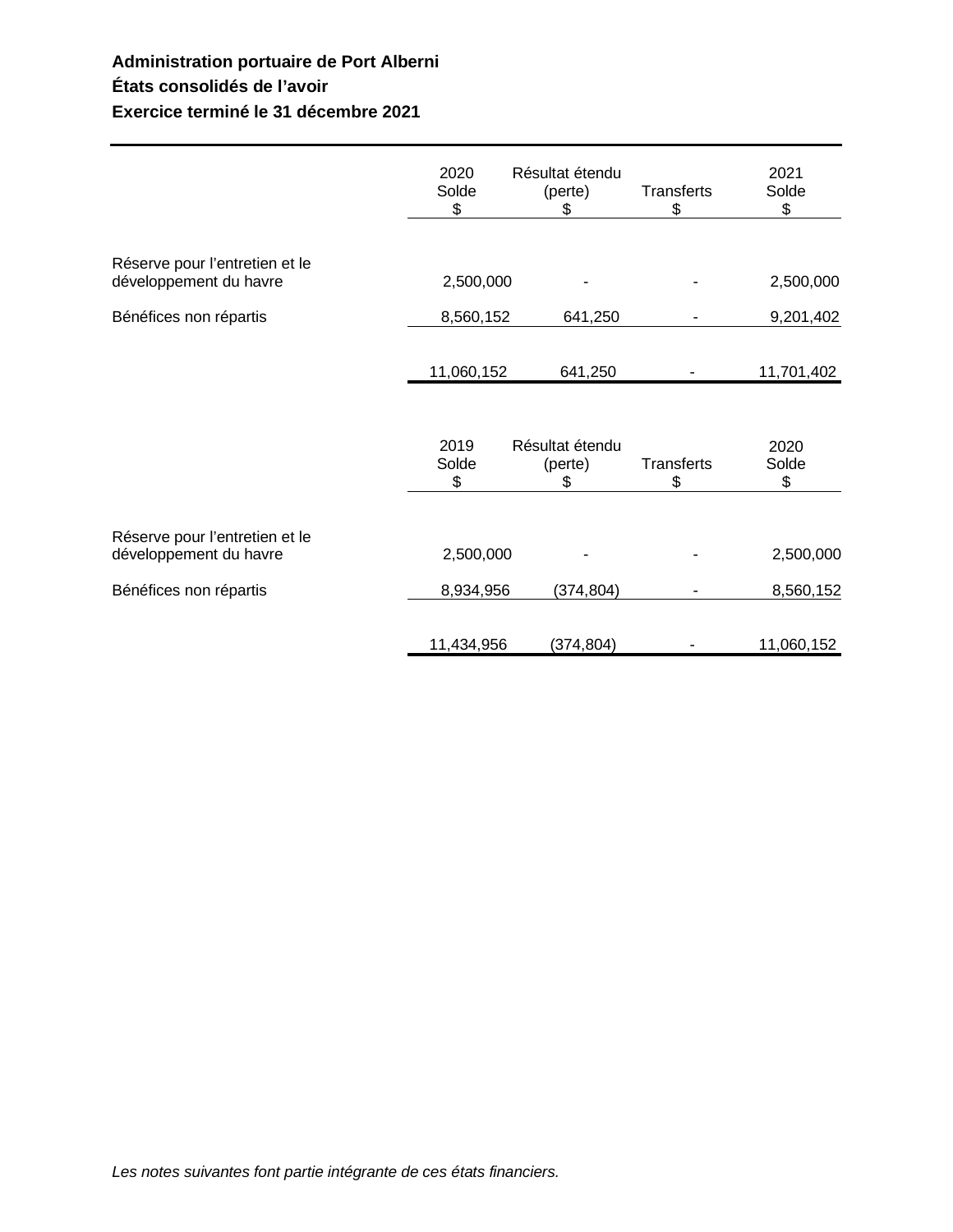**Administration portuaire de Port Alberni**

**États consolidés de l’avoir**

**Exercice terminé le 31 décembre 2021**

| | 2020 Solde $ | Résultat étendu (perte) $ | Transferts $ | 2021 Solde $ |
|---|---|---|---|---|
| Réserve pour l’entretien et le développement du havre | 2,500,000 | - | - | 2,500,000 |
| Bénéfices non répartis | 8,560,152 | 641,250 | - | 9,201,402 |
| | 11,060,152 | 641,250 | - | 11,701,402 |

| | 2019 Solde $ | Résultat étendu (perte) $ | Transferts $ | 2020 Solde $ |
|---|---|---|---|---|
| Réserve pour l’entretien et le développement du havre | 2,500,000 | - | - | 2,500,000 |
| Bénéfices non répartis | 8,934,956 | (374,804) | - | 8,560,152 |
| | 11,434,956 | (374,804) | - | 11,060,152 |

*Les notes suivantes font partie intégrante de ces états financiers.*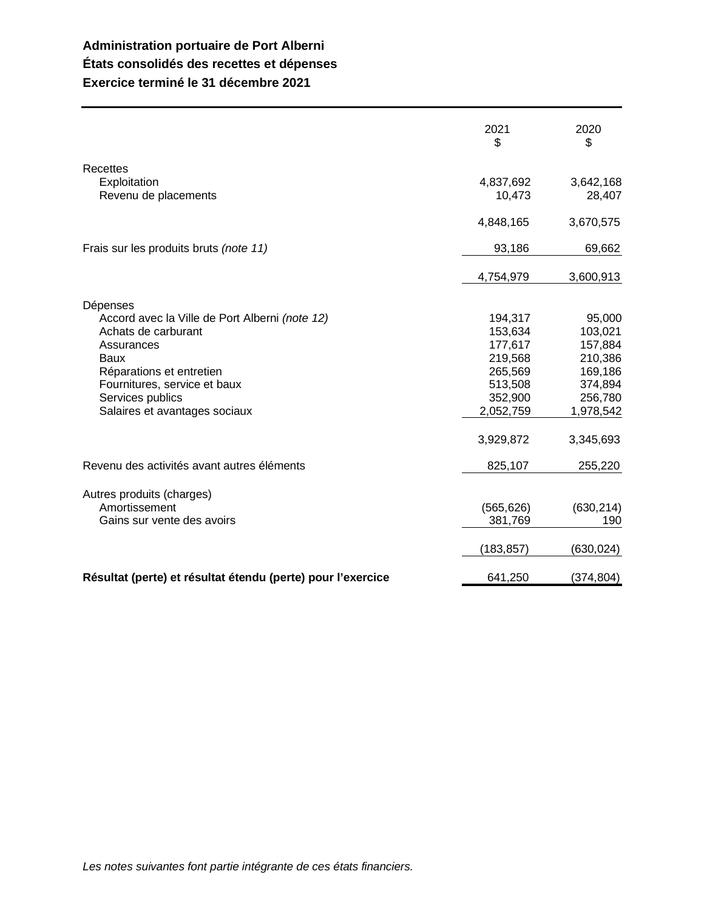**Administration portuaire de Port Alberni**

**États consolidés des recettes et dépenses**

**Exercice terminé le 31 décembre 2021**

| | 2021<br>$ | 2020<br>$ |
|---|---|---|
| Recettes | | |
| Exploitation | 4,837,692 | 3,642,168 |
| Revenu de placements | 10,473 | 28,407 |
| | 4,848,165 | 3,670,575 |
| Frais sur les produits bruts *(note 11)* | 93,186 | 69,662 |
| | 4,754,979 | 3,600,913 |
| Dépenses | | |
| Accord avec la Ville de Port Alberni *(note 12)* | 194,317 | 95,000 |
| Achats de carburant | 153,634 | 103,021 |
| Assurances | 177,617 | 157,884 |
| Baux | 219,568 | 210,386 |
| Réparations et entretien | 265,569 | 169,186 |
| Fournitures, service et baux | 513,508 | 374,894 |
| Services publics | 352,900 | 256,780 |
| Salaires et avantages sociaux | 2,052,759 | 1,978,542 |
| | 3,929,872 | 3,345,693 |
| Revenu des activités avant autres éléments | 825,107 | 255,220 |
| Autres produits (charges) | | |
| Amortissement | (565,626) | (630,214) |
| Gains sur vente des avoirs | 381,769 | 190 |
| | (183,857) | (630,024) |
| **Résultat (perte) et résultat étendu (perte) pour l'exercice** | 641,250 | (374,804) |

*Les notes suivantes font partie intégrante de ces états financiers.*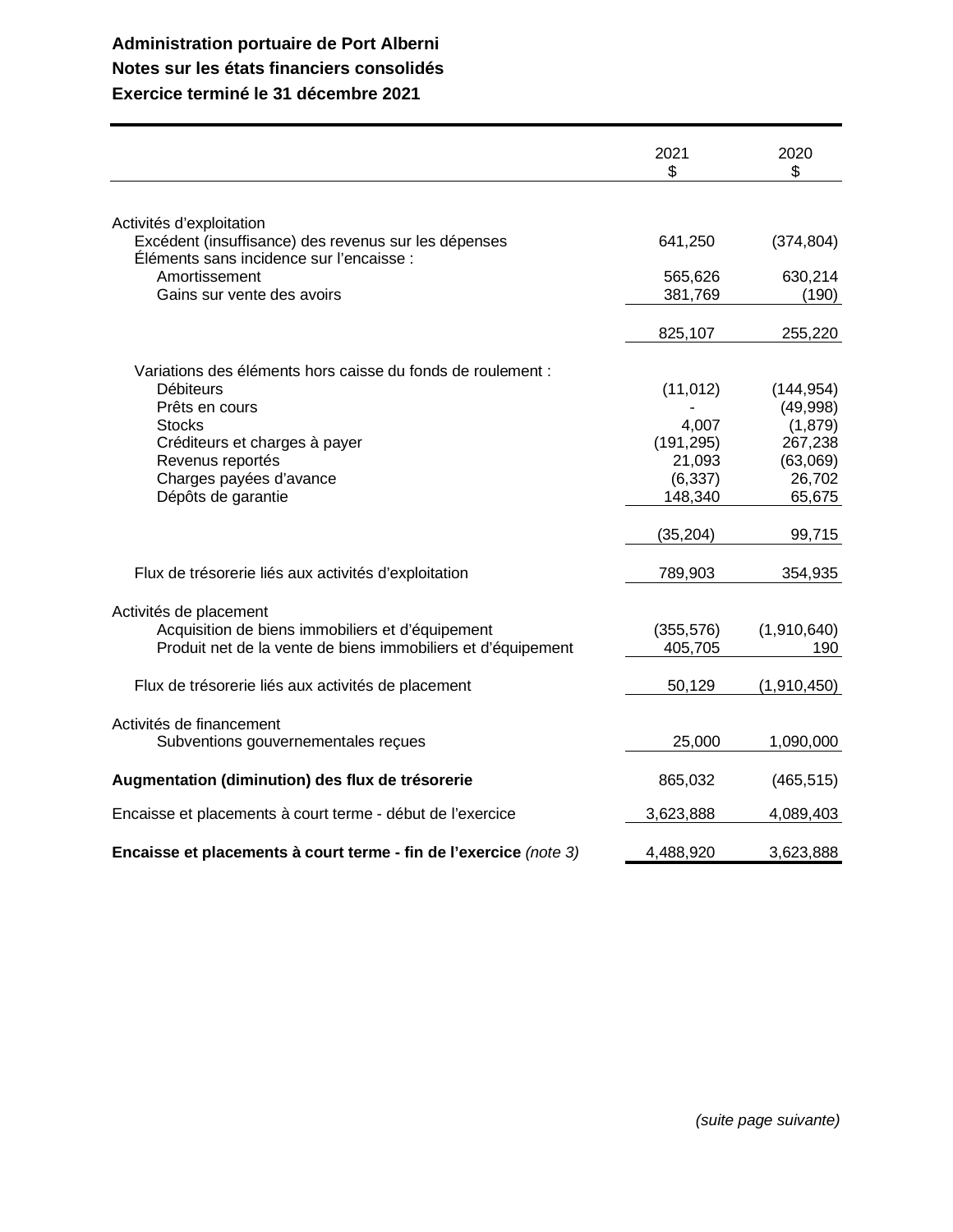**Administration portuaire de Port Alberni**
**Notes sur les états financiers consolidés**
**Exercice terminé le 31 décembre 2021**

| | 2021 $ | 2020 $ |
|---|---|---|
| Activités d'exploitation | | |
| Excédent (insuffisance) des revenus sur les dépenses | 641,250 | (374,804) |
| Éléments sans incidence sur l'encaisse : | | |
| Amortissement | 565,626 | 630,214 |
| Gains sur vente des avoirs | 381,769 | (190) |
| | 825,107 | 255,220 |
| Variations des éléments hors caisse du fonds de roulement : | | |
| Débiteurs | (11,012) | (144,954) |
| Prêts en cours | - | (49,998) |
| Stocks | 4,007 | (1,879) |
| Créditeurs et charges à payer | (191,295) | 267,238 |
| Revenus reportés | 21,093 | (63,069) |
| Charges payées d'avance | (6,337) | 26,702 |
| Dépôts de garantie | 148,340 | 65,675 |
| | (35,204) | 99,715 |
| Flux de trésorerie liés aux activités d'exploitation | 789,903 | 354,935 |
| Activités de placement | | |
| Acquisition de biens immobiliers et d'équipement | (355,576) | (1,910,640) |
| Produit net de la vente de biens immobiliers et d'équipement | 405,705 | 190 |
| Flux de trésorerie liés aux activités de placement | 50,129 | (1,910,450) |
| Activités de financement | | |
| Subventions gouvernementales reçues | 25,000 | 1,090,000 |
| **Augmentation (diminution) des flux de trésorerie** | 865,032 | (465,515) |
| Encaisse et placements à court terme - début de l'exercice | 3,623,888 | 4,089,403 |
| **Encaisse et placements à court terme - fin de l'exercice** *(note 3)* | 4,488,920 | 3,623,888 |

*(suite page suivante)*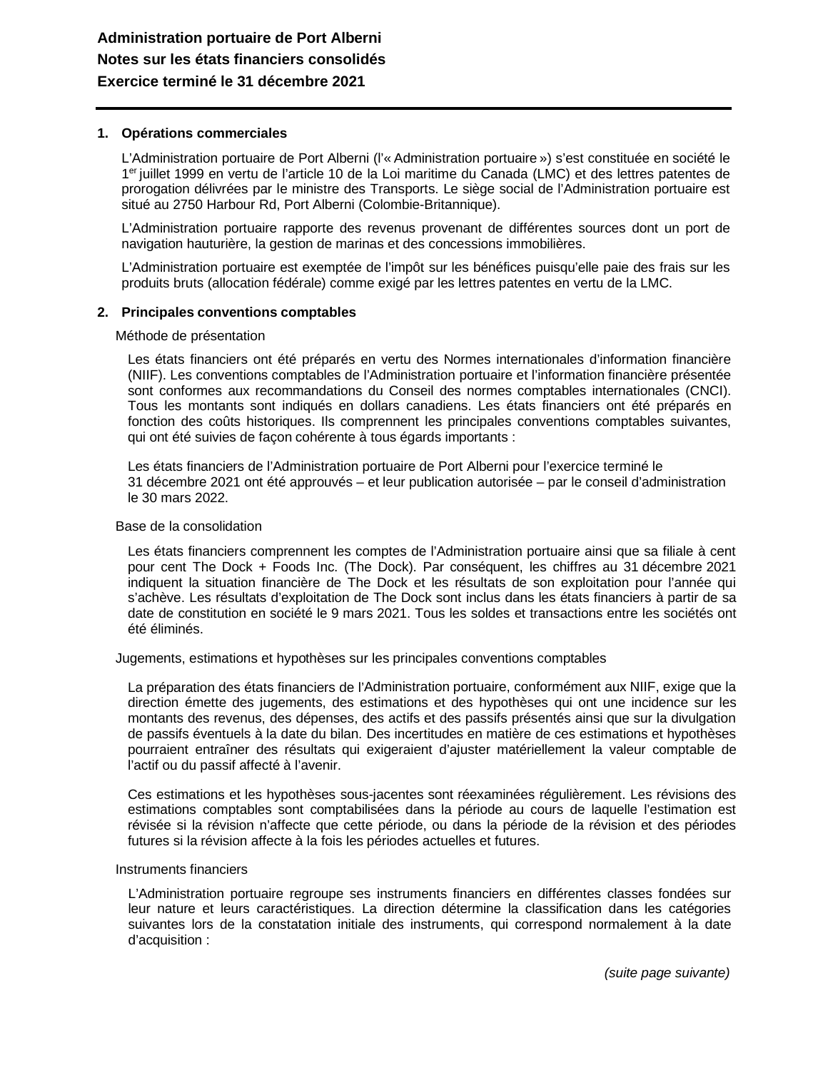**Administration portuaire de Port Alberni**
**Notes sur les états financiers consolidés**
**Exercice terminé le 31 décembre 2021**

## 1. Opérations commerciales

L'Administration portuaire de Port Alberni (l'« Administration portuaire ») s'est constituée en société le 1er juillet 1999 en vertu de l'article 10 de la Loi maritime du Canada (LMC) et des lettres patentes de prorogation délivrées par le ministre des Transports. Le siège social de l'Administration portuaire est situé au 2750 Harbour Rd, Port Alberni (Colombie-Britannique).

L'Administration portuaire rapporte des revenus provenant de différentes sources dont un port de navigation hauturière, la gestion de marinas et des concessions immobilières.

L'Administration portuaire est exemptée de l'impôt sur les bénéfices puisqu'elle paie des frais sur les produits bruts (allocation fédérale) comme exigé par les lettres patentes en vertu de la LMC.

## 2. Principales conventions comptables

### Méthode de présentation

Les états financiers ont été préparés en vertu des Normes internationales d'information financière (NIIF). Les conventions comptables de l'Administration portuaire et l'information financière présentée sont conformes aux recommandations du Conseil des normes comptables internationales (CNCI). Tous les montants sont indiqués en dollars canadiens. Les états financiers ont été préparés en fonction des coûts historiques. Ils comprennent les principales conventions comptables suivantes, qui ont été suivies de façon cohérente à tous égards importants :

Les états financiers de l'Administration portuaire de Port Alberni pour l'exercice terminé le 31 décembre 2021 ont été approuvés – et leur publication autorisée – par le conseil d'administration le 30 mars 2022.

### Base de la consolidation

Les états financiers comprennent les comptes de l'Administration portuaire ainsi que sa filiale à cent pour cent The Dock + Foods Inc. (The Dock). Par conséquent, les chiffres au 31 décembre 2021 indiquent la situation financière de The Dock et les résultats de son exploitation pour l'année qui s'achève. Les résultats d'exploitation de The Dock sont inclus dans les états financiers à partir de sa date de constitution en société le 9 mars 2021. Tous les soldes et transactions entre les sociétés ont été éliminés.

### Jugements, estimations et hypothèses sur les principales conventions comptables

La préparation des états financiers de l'Administration portuaire, conformément aux NIIF, exige que la direction émette des jugements, des estimations et des hypothèses qui ont une incidence sur les montants des revenus, des dépenses, des actifs et des passifs présentés ainsi que sur la divulgation de passifs éventuels à la date du bilan. Des incertitudes en matière de ces estimations et hypothèses pourraient entraîner des résultats qui exigeraient d'ajuster matériellement la valeur comptable de l'actif ou du passif affecté à l'avenir.

Ces estimations et les hypothèses sous-jacentes sont réexaminées régulièrement. Les révisions des estimations comptables sont comptabilisées dans la période au cours de laquelle l'estimation est révisée si la révision n'affecte que cette période, ou dans la période de la révision et des périodes futures si la révision affecte à la fois les périodes actuelles et futures.

### Instruments financiers

L'Administration portuaire regroupe ses instruments financiers en différentes classes fondées sur leur nature et leurs caractéristiques. La direction détermine la classification dans les catégories suivantes lors de la constatation initiale des instruments, qui correspond normalement à la date d'acquisition :

*(suite page suivante)*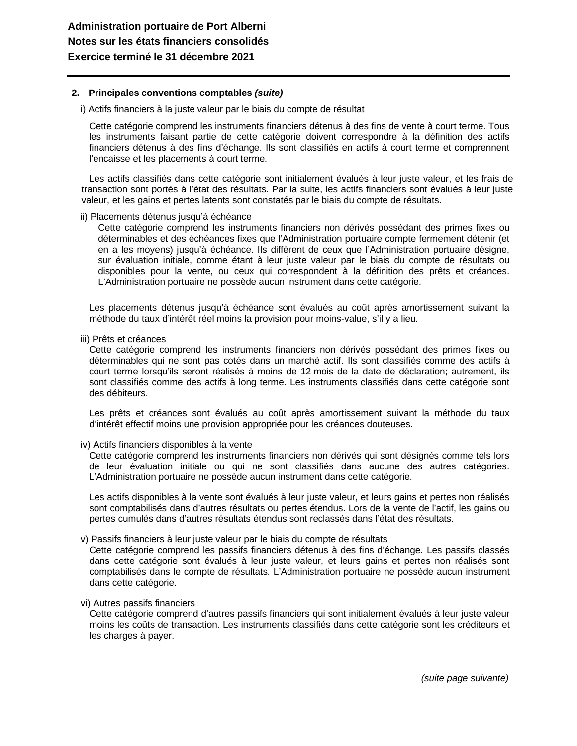## 2. Principales conventions comptables *(suite)*

i) Actifs financiers à la juste valeur par le biais du compte de résultat

Cette catégorie comprend les instruments financiers détenus à des fins de vente à court terme. Tous les instruments faisant partie de cette catégorie doivent correspondre à la définition des actifs financiers détenus à des fins d'échange. Ils sont classifiés en actifs à court terme et comprennent l'encaisse et les placements à court terme.

Les actifs classifiés dans cette catégorie sont initialement évalués à leur juste valeur, et les frais de transaction sont portés à l'état des résultats. Par la suite, les actifs financiers sont évalués à leur juste valeur, et les gains et pertes latents sont constatés par le biais du compte de résultats.

ii) Placements détenus jusqu'à échéance

Cette catégorie comprend les instruments financiers non dérivés possédant des primes fixes ou déterminables et des échéances fixes que l'Administration portuaire compte fermement détenir (et en a les moyens) jusqu'à échéance. Ils diffèrent de ceux que l'Administration portuaire désigne, sur évaluation initiale, comme étant à leur juste valeur par le biais du compte de résultats ou disponibles pour la vente, ou ceux qui correspondent à la définition des prêts et créances. L'Administration portuaire ne possède aucun instrument dans cette catégorie.

Les placements détenus jusqu'à échéance sont évalués au coût après amortissement suivant la méthode du taux d'intérêt réel moins la provision pour moins-value, s'il y a lieu.

iii) Prêts et créances

Cette catégorie comprend les instruments financiers non dérivés possédant des primes fixes ou déterminables qui ne sont pas cotés dans un marché actif. Ils sont classifiés comme des actifs à court terme lorsqu'ils seront réalisés à moins de 12 mois de la date de déclaration; autrement, ils sont classifiés comme des actifs à long terme. Les instruments classifiés dans cette catégorie sont des débiteurs.

Les prêts et créances sont évalués au coût après amortissement suivant la méthode du taux d'intérêt effectif moins une provision appropriée pour les créances douteuses.

iv) Actifs financiers disponibles à la vente

Cette catégorie comprend les instruments financiers non dérivés qui sont désignés comme tels lors de leur évaluation initiale ou qui ne sont classifiés dans aucune des autres catégories. L'Administration portuaire ne possède aucun instrument dans cette catégorie.

Les actifs disponibles à la vente sont évalués à leur juste valeur, et leurs gains et pertes non réalisés sont comptabilisés dans d'autres résultats ou pertes étendus. Lors de la vente de l'actif, les gains ou pertes cumulés dans d'autres résultats étendus sont reclassés dans l'état des résultats.

v) Passifs financiers à leur juste valeur par le biais du compte de résultats

Cette catégorie comprend les passifs financiers détenus à des fins d'échange. Les passifs classés dans cette catégorie sont évalués à leur juste valeur, et leurs gains et pertes non réalisés sont comptabilisés dans le compte de résultats. L'Administration portuaire ne possède aucun instrument dans cette catégorie.

vi) Autres passifs financiers

Cette catégorie comprend d'autres passifs financiers qui sont initialement évalués à leur juste valeur moins les coûts de transaction. Les instruments classifiés dans cette catégorie sont les créditeurs et les charges à payer.

*(suite page suivante)*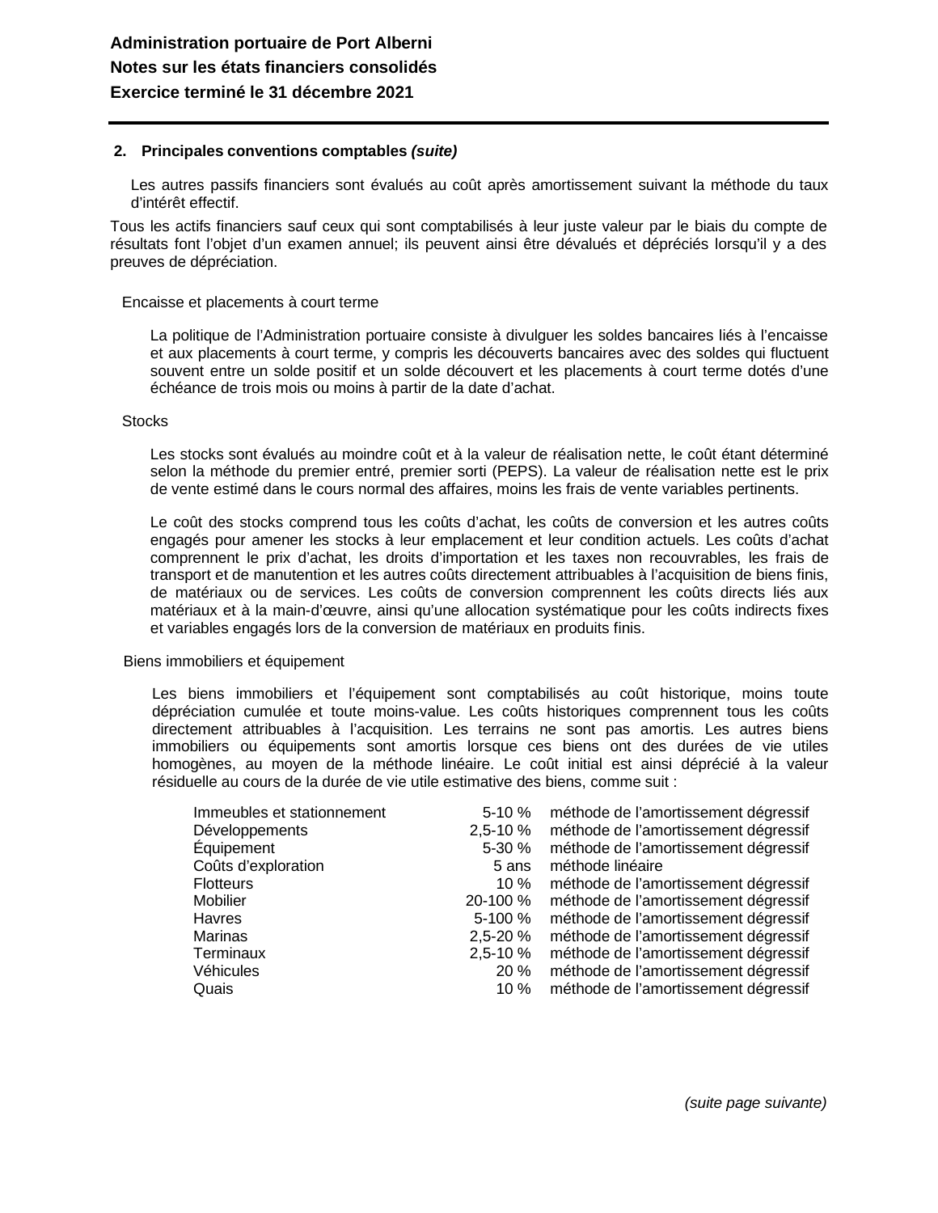**2. Principales conventions comptables *(suite)***

Les autres passifs financiers sont évalués au coût après amortissement suivant la méthode du taux d'intérêt effectif.

Tous les actifs financiers sauf ceux qui sont comptabilisés à leur juste valeur par le biais du compte de résultats font l'objet d'un examen annuel; ils peuvent ainsi être dévalués et dépréciés lorsqu'il y a des preuves de dépréciation.

Encaisse et placements à court terme

La politique de l'Administration portuaire consiste à divulguer les soldes bancaires liés à l'encaisse et aux placements à court terme, y compris les découverts bancaires avec des soldes qui fluctuent souvent entre un solde positif et un solde découvert et les placements à court terme dotés d'une échéance de trois mois ou moins à partir de la date d'achat.

Stocks

Les stocks sont évalués au moindre coût et à la valeur de réalisation nette, le coût étant déterminé selon la méthode du premier entré, premier sorti (PEPS). La valeur de réalisation nette est le prix de vente estimé dans le cours normal des affaires, moins les frais de vente variables pertinents.

Le coût des stocks comprend tous les coûts d'achat, les coûts de conversion et les autres coûts engagés pour amener les stocks à leur emplacement et leur condition actuels. Les coûts d'achat comprennent le prix d'achat, les droits d'importation et les taxes non recouvrables, les frais de transport et de manutention et les autres coûts directement attribuables à l'acquisition de biens finis, de matériaux ou de services. Les coûts de conversion comprennent les coûts directs liés aux matériaux et à la main-d'œuvre, ainsi qu'une allocation systématique pour les coûts indirects fixes et variables engagés lors de la conversion de matériaux en produits finis.

Biens immobiliers et équipement

Les biens immobiliers et l'équipement sont comptabilisés au coût historique, moins toute dépréciation cumulée et toute moins-value. Les coûts historiques comprennent tous les coûts directement attribuables à l'acquisition. Les terrains ne sont pas amortis. Les autres biens immobiliers ou équipements sont amortis lorsque ces biens ont des durées de vie utiles homogènes, au moyen de la méthode linéaire. Le coût initial est ainsi déprécié à la valeur résiduelle au cours de la durée de vie utile estimative des biens, comme suit :

| | | |
|---|---|---|
| Immeubles et stationnement | 5-10 % | méthode de l'amortissement dégressif |
| Développements | 2,5-10 % | méthode de l'amortissement dégressif |
| Équipement | 5-30 % | méthode de l'amortissement dégressif |
| Coûts d'exploration | 5 ans | méthode linéaire |
| Flotteurs | 10 % | méthode de l'amortissement dégressif |
| Mobilier | 20-100 % | méthode de l'amortissement dégressif |
| Havres | 5-100 % | méthode de l'amortissement dégressif |
| Marinas | 2,5-20 % | méthode de l'amortissement dégressif |
| Terminaux | 2,5-10 % | méthode de l'amortissement dégressif |
| Véhicules | 20 % | méthode de l'amortissement dégressif |
| Quais | 10 % | méthode de l'amortissement dégressif |

*(suite page suivante)*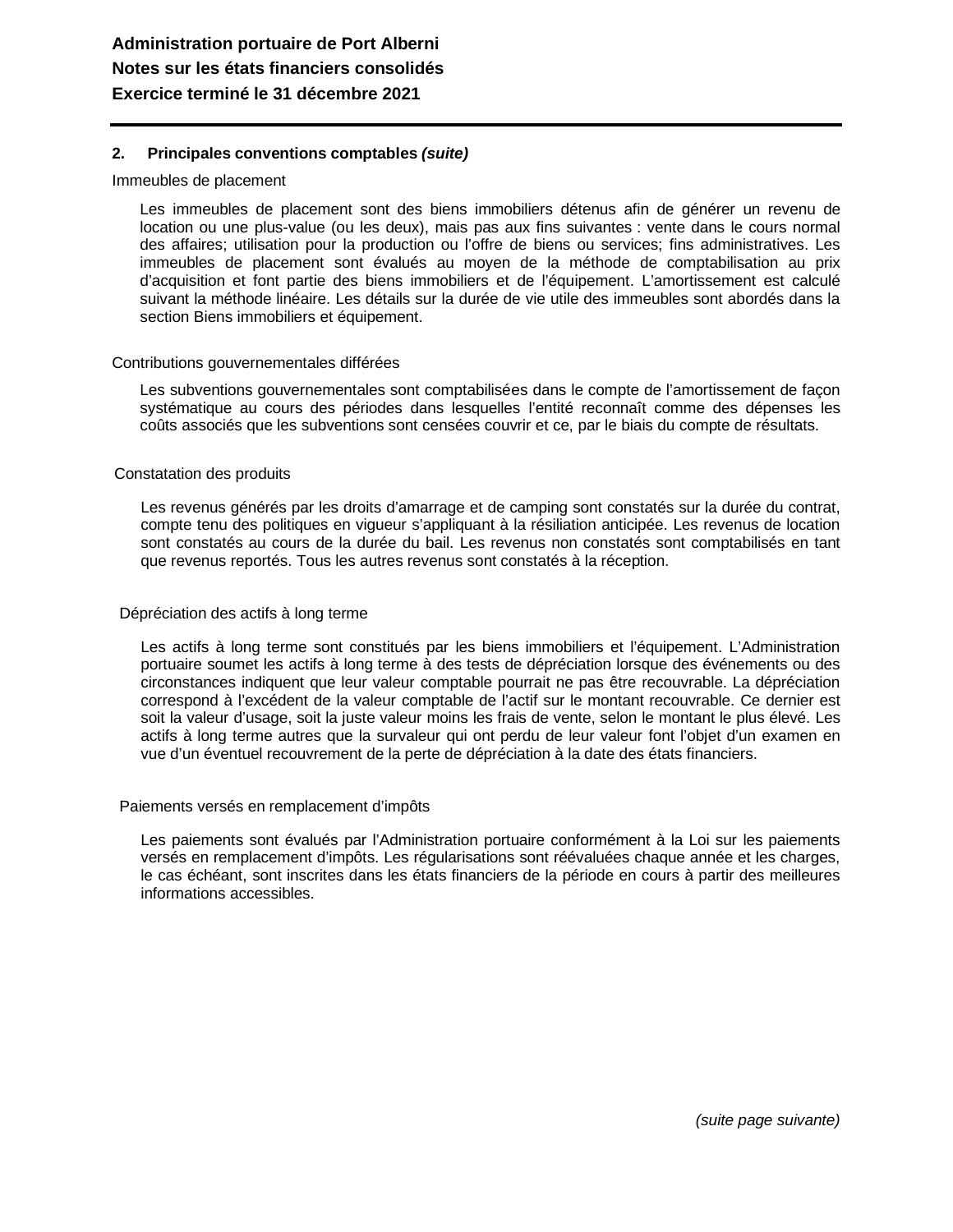## 2. Principales conventions comptables *(suite)*

### Immeubles de placement

Les immeubles de placement sont des biens immobiliers détenus afin de générer un revenu de location ou une plus-value (ou les deux), mais pas aux fins suivantes : vente dans le cours normal des affaires; utilisation pour la production ou l'offre de biens ou services; fins administratives. Les immeubles de placement sont évalués au moyen de la méthode de comptabilisation au prix d'acquisition et font partie des biens immobiliers et de l'équipement. L'amortissement est calculé suivant la méthode linéaire. Les détails sur la durée de vie utile des immeubles sont abordés dans la section Biens immobiliers et équipement.

### Contributions gouvernementales différées

Les subventions gouvernementales sont comptabilisées dans le compte de l'amortissement de façon systématique au cours des périodes dans lesquelles l'entité reconnaît comme des dépenses les coûts associés que les subventions sont censées couvrir et ce, par le biais du compte de résultats.

### Constatation des produits

Les revenus générés par les droits d'amarrage et de camping sont constatés sur la durée du contrat, compte tenu des politiques en vigueur s'appliquant à la résiliation anticipée. Les revenus de location sont constatés au cours de la durée du bail. Les revenus non constatés sont comptabilisés en tant que revenus reportés. Tous les autres revenus sont constatés à la réception.

### Dépréciation des actifs à long terme

Les actifs à long terme sont constitués par les biens immobiliers et l'équipement. L'Administration portuaire soumet les actifs à long terme à des tests de dépréciation lorsque des événements ou des circonstances indiquent que leur valeur comptable pourrait ne pas être recouvrable. La dépréciation correspond à l'excédent de la valeur comptable de l'actif sur le montant recouvrable. Ce dernier est soit la valeur d'usage, soit la juste valeur moins les frais de vente, selon le montant le plus élevé. Les actifs à long terme autres que la survaleur qui ont perdu de leur valeur font l'objet d'un examen en vue d'un éventuel recouvrement de la perte de dépréciation à la date des états financiers.

### Paiements versés en remplacement d'impôts

Les paiements sont évalués par l'Administration portuaire conformément à la Loi sur les paiements versés en remplacement d'impôts. Les régularisations sont réévaluées chaque année et les charges, le cas échéant, sont inscrites dans les états financiers de la période en cours à partir des meilleures informations accessibles.

*(suite page suivante)*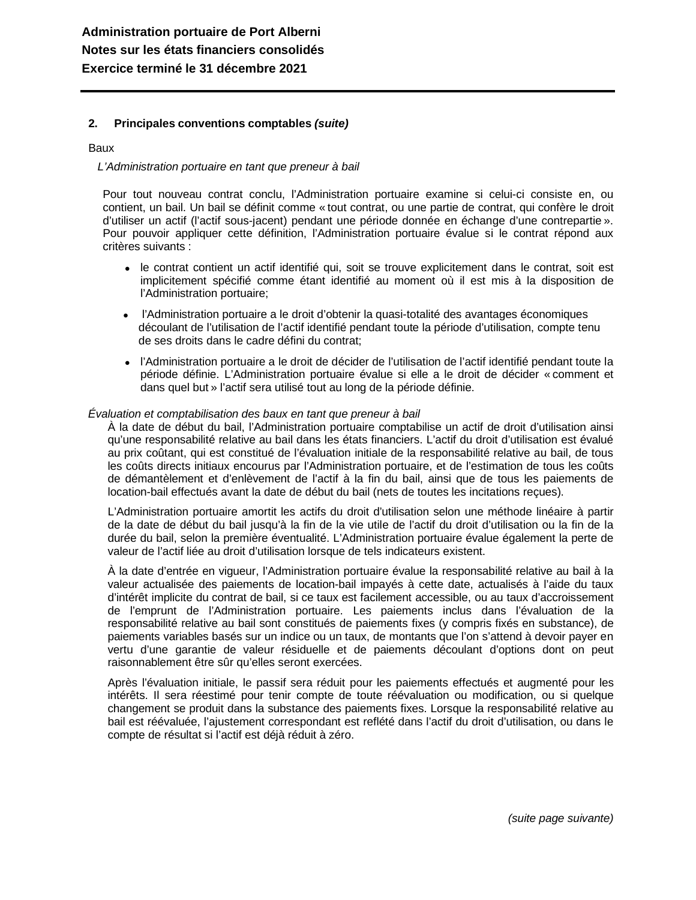## 2. Principales conventions comptables *(suite)*

Baux

*L'Administration portuaire en tant que preneur à bail*

Pour tout nouveau contrat conclu, l'Administration portuaire examine si celui-ci consiste en, ou contient, un bail. Un bail se définit comme « tout contrat, ou une partie de contrat, qui confère le droit d'utiliser un actif (l'actif sous-jacent) pendant une période donnée en échange d'une contrepartie ». Pour pouvoir appliquer cette définition, l'Administration portuaire évalue si le contrat répond aux critères suivants :

- le contrat contient un actif identifié qui, soit se trouve explicitement dans le contrat, soit est implicitement spécifié comme étant identifié au moment où il est mis à la disposition de l'Administration portuaire;
- l'Administration portuaire a le droit d'obtenir la quasi-totalité des avantages économiques découlant de l'utilisation de l'actif identifié pendant toute la période d'utilisation, compte tenu de ses droits dans le cadre défini du contrat;
- l'Administration portuaire a le droit de décider de l'utilisation de l'actif identifié pendant toute la période définie. L'Administration portuaire évalue si elle a le droit de décider « comment et dans quel but » l'actif sera utilisé tout au long de la période définie.

*Évaluation et comptabilisation des baux en tant que preneur à bail*

À la date de début du bail, l'Administration portuaire comptabilise un actif de droit d'utilisation ainsi qu'une responsabilité relative au bail dans les états financiers. L'actif du droit d'utilisation est évalué au prix coûtant, qui est constitué de l'évaluation initiale de la responsabilité relative au bail, de tous les coûts directs initiaux encourus par l'Administration portuaire, et de l'estimation de tous les coûts de démantèlement et d'enlèvement de l'actif à la fin du bail, ainsi que de tous les paiements de location-bail effectués avant la date de début du bail (nets de toutes les incitations reçues).

L'Administration portuaire amortit les actifs du droit d'utilisation selon une méthode linéaire à partir de la date de début du bail jusqu'à la fin de la vie utile de l'actif du droit d'utilisation ou la fin de la durée du bail, selon la première éventualité. L'Administration portuaire évalue également la perte de valeur de l'actif liée au droit d'utilisation lorsque de tels indicateurs existent.

À la date d'entrée en vigueur, l'Administration portuaire évalue la responsabilité relative au bail à la valeur actualisée des paiements de location-bail impayés à cette date, actualisés à l'aide du taux d'intérêt implicite du contrat de bail, si ce taux est facilement accessible, ou au taux d'accroissement de l'emprunt de l'Administration portuaire. Les paiements inclus dans l'évaluation de la responsabilité relative au bail sont constitués de paiements fixes (y compris fixés en substance), de paiements variables basés sur un indice ou un taux, de montants que l'on s'attend à devoir payer en vertu d'une garantie de valeur résiduelle et de paiements découlant d'options dont on peut raisonnablement être sûr qu'elles seront exercées.

Après l'évaluation initiale, le passif sera réduit pour les paiements effectués et augmenté pour les intérêts. Il sera réestimé pour tenir compte de toute réévaluation ou modification, ou si quelque changement se produit dans la substance des paiements fixes. Lorsque la responsabilité relative au bail est réévaluée, l'ajustement correspondant est reflété dans l'actif du droit d'utilisation, ou dans le compte de résultat si l'actif est déjà réduit à zéro.

*(suite page suivante)*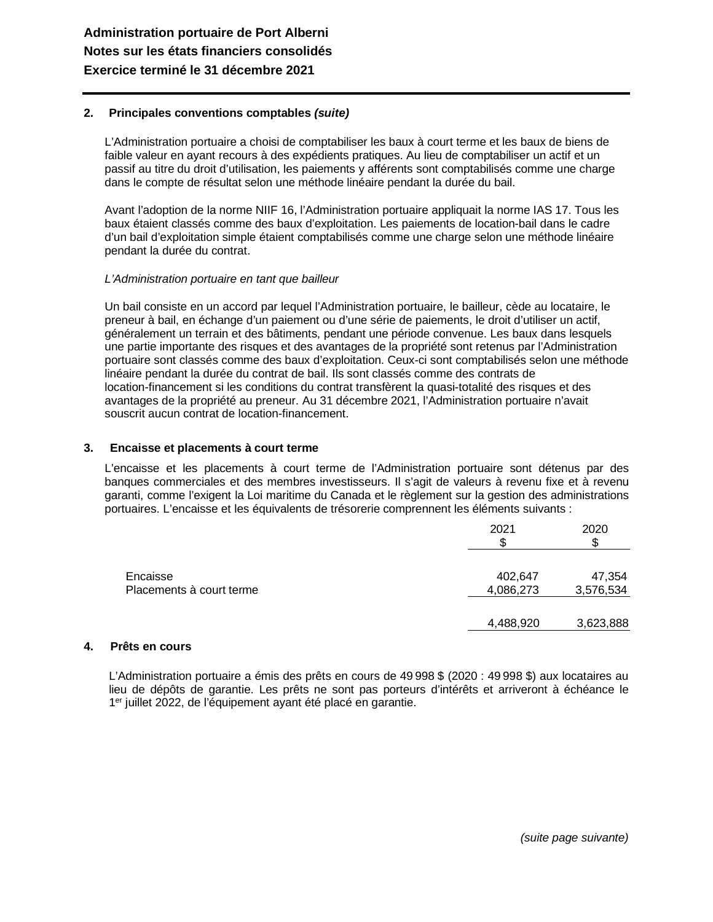## 2. Principales conventions comptables *(suite)*

L'Administration portuaire a choisi de comptabiliser les baux à court terme et les baux de biens de faible valeur en ayant recours à des expédients pratiques. Au lieu de comptabiliser un actif et un passif au titre du droit d'utilisation, les paiements y afférents sont comptabilisés comme une charge dans le compte de résultat selon une méthode linéaire pendant la durée du bail.

Avant l'adoption de la norme NIIF 16, l'Administration portuaire appliquait la norme IAS 17. Tous les baux étaient classés comme des baux d'exploitation. Les paiements de location-bail dans le cadre d'un bail d'exploitation simple étaient comptabilisés comme une charge selon une méthode linéaire pendant la durée du contrat.

*L'Administration portuaire en tant que bailleur*

Un bail consiste en un accord par lequel l'Administration portuaire, le bailleur, cède au locataire, le preneur à bail, en échange d'un paiement ou d'une série de paiements, le droit d'utiliser un actif, généralement un terrain et des bâtiments, pendant une période convenue. Les baux dans lesquels une partie importante des risques et des avantages de la propriété sont retenus par l'Administration portuaire sont classés comme des baux d'exploitation. Ceux-ci sont comptabilisés selon une méthode linéaire pendant la durée du contrat de bail. Ils sont classés comme des contrats de location-financement si les conditions du contrat transfèrent la quasi-totalité des risques et des avantages de la propriété au preneur. Au 31 décembre 2021, l'Administration portuaire n'avait souscrit aucun contrat de location-financement.

## 3. Encaisse et placements à court terme

L'encaisse et les placements à court terme de l'Administration portuaire sont détenus par des banques commerciales et des membres investisseurs. Il s'agit de valeurs à revenu fixe et à revenu garanti, comme l'exigent la Loi maritime du Canada et le règlement sur la gestion des administrations portuaires. L'encaisse et les équivalents de trésorerie comprennent les éléments suivants :

| | 2021<br>$ | 2020<br>$ |
|---|---|---|
| Encaisse | 402,647 | 47,354 |
| Placements à court terme | 4,086,273 | 3,576,534 |
| | 4,488,920 | 3,623,888 |

## 4. Prêts en cours

L'Administration portuaire a émis des prêts en cours de 49 998 $ (2020 : 49 998 $) aux locataires au lieu de dépôts de garantie. Les prêts ne sont pas porteurs d'intérêts et arriveront à échéance le 1er juillet 2022, de l'équipement ayant été placé en garantie.

*(suite page suivante)*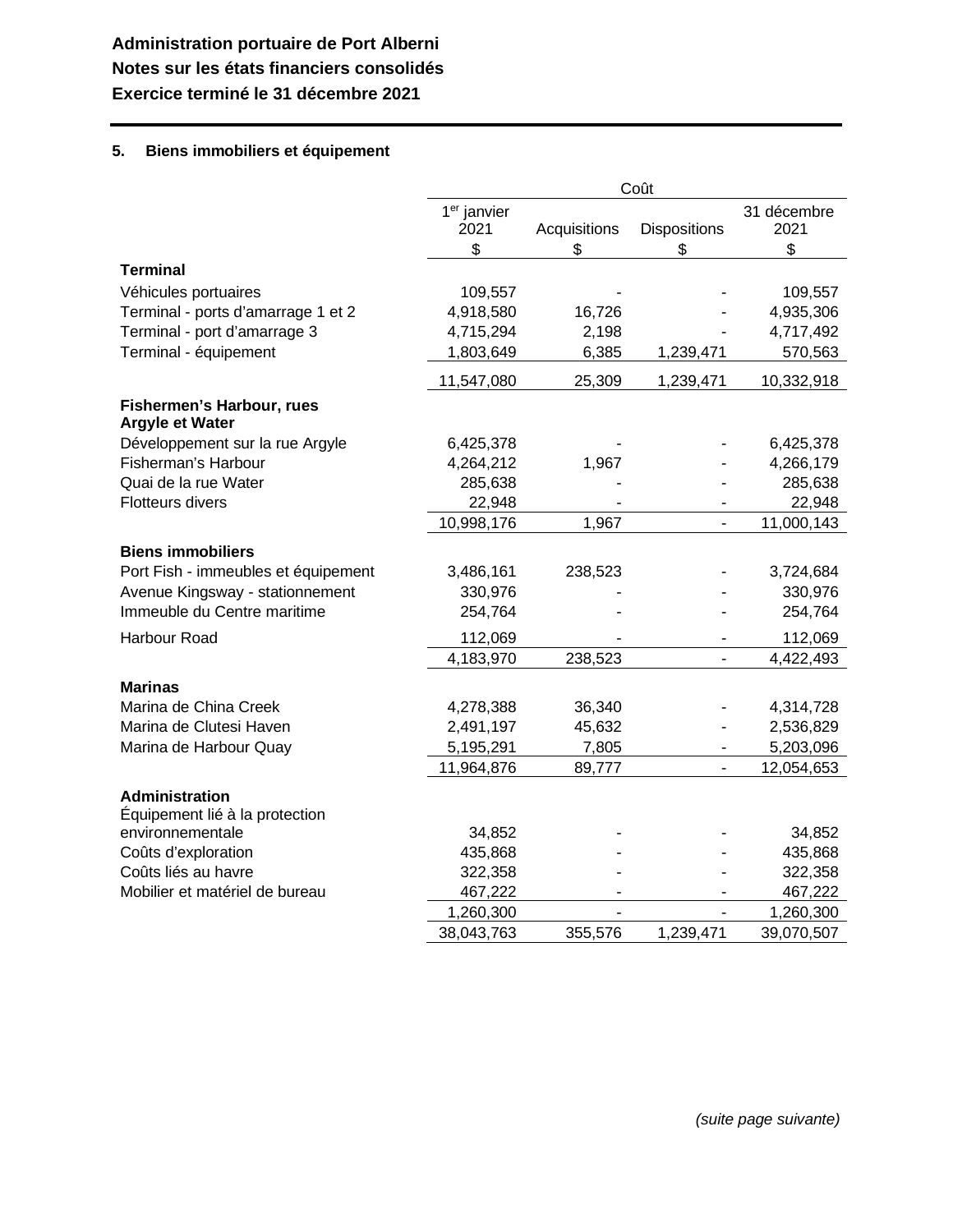**Administration portuaire de Port Alberni**
**Notes sur les états financiers consolidés**
**Exercice terminé le 31 décembre 2021**

## 5. Biens immobiliers et équipement

| | Coût | | | |
|---|---|---|---|---|
| | 1er janvier 2021 | Acquisitions | Dispositions | 31 décembre 2021 |
| | $ | $ | $ | $ |
| **Terminal** | | | | |
| Véhicules portuaires | 109,557 | - | - | 109,557 |
| Terminal - ports d'amarrage 1 et 2 | 4,918,580 | 16,726 | - | 4,935,306 |
| Terminal - port d'amarrage 3 | 4,715,294 | 2,198 | - | 4,717,492 |
| Terminal - équipement | 1,803,649 | 6,385 | 1,239,471 | 570,563 |
| | 11,547,080 | 25,309 | 1,239,471 | 10,332,918 |
| **Fishermen's Harbour, rues Argyle et Water** | | | | |
| Développement sur la rue Argyle | 6,425,378 | - | - | 6,425,378 |
| Fisherman's Harbour | 4,264,212 | 1,967 | - | 4,266,179 |
| Quai de la rue Water | 285,638 | - | - | 285,638 |
| Flotteurs divers | 22,948 | - | - | 22,948 |
| | 10,998,176 | 1,967 | - | 11,000,143 |
| **Biens immobiliers** | | | | |
| Port Fish - immeubles et équipement | 3,486,161 | 238,523 | - | 3,724,684 |
| Avenue Kingsway - stationnement | 330,976 | - | - | 330,976 |
| Immeuble du Centre maritime | 254,764 | - | - | 254,764 |
| Harbour Road | 112,069 | - | - | 112,069 |
| | 4,183,970 | 238,523 | - | 4,422,493 |
| **Marinas** | | | | |
| Marina de China Creek | 4,278,388 | 36,340 | - | 4,314,728 |
| Marina de Clutesi Haven | 2,491,197 | 45,632 | - | 2,536,829 |
| Marina de Harbour Quay | 5,195,291 | 7,805 | - | 5,203,096 |
| | 11,964,876 | 89,777 | - | 12,054,653 |
| **Administration** | | | | |
| Équipement lié à la protection environnementale | 34,852 | - | - | 34,852 |
| Coûts d'exploration | 435,868 | - | - | 435,868 |
| Coûts liés au havre | 322,358 | - | - | 322,358 |
| Mobilier et matériel de bureau | 467,222 | - | - | 467,222 |
| | 1,260,300 | - | - | 1,260,300 |
| | 38,043,763 | 355,576 | 1,239,471 | 39,070,507 |

*(suite page suivante)*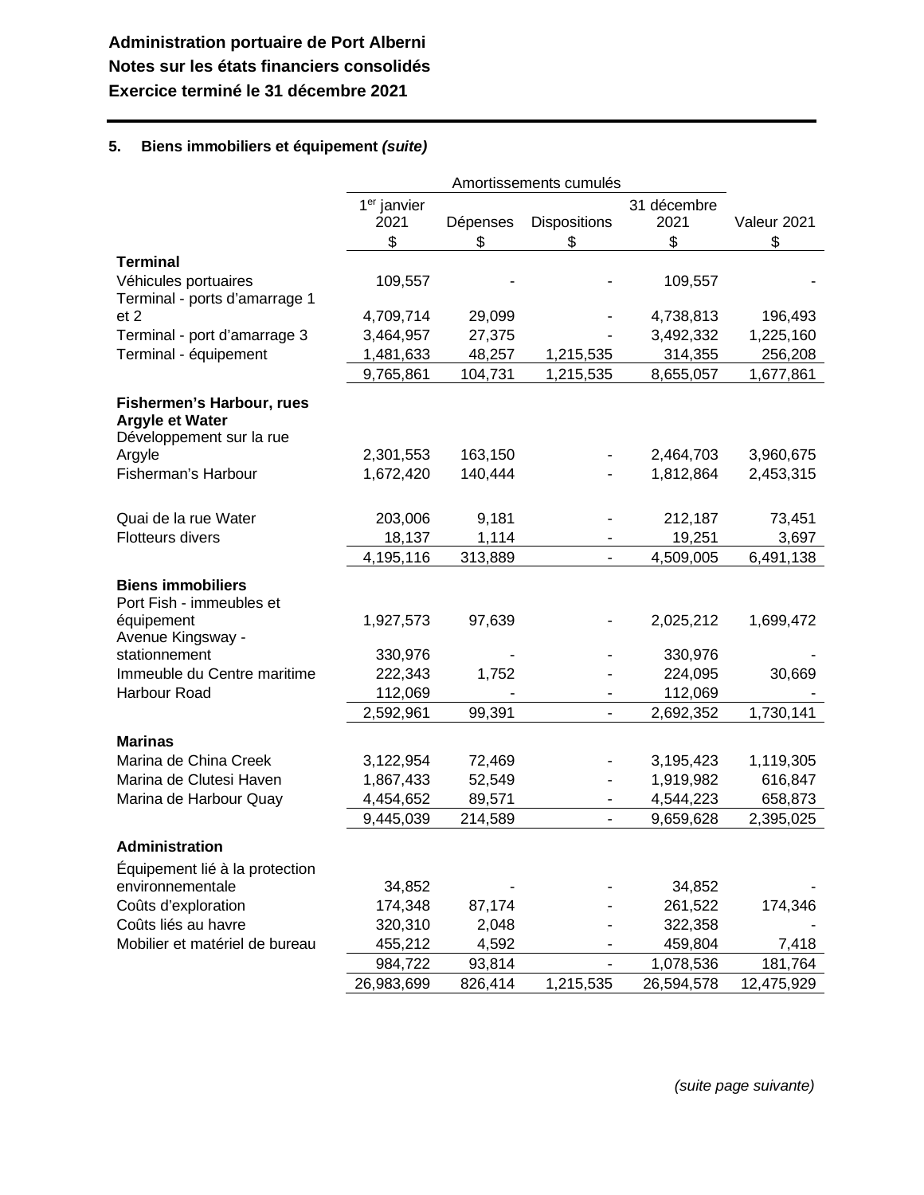**Administration portuaire de Port Alberni**
**Notes sur les états financiers consolidés**
**Exercice terminé le 31 décembre 2021**

## 5. Biens immobiliers et équipement *(suite)*

| | Amortissements cumulés | | | | |
|---|---|---|---|---|---|
| | 1er janvier 2021 | Dépenses | Dispositions | 31 décembre 2021 | Valeur 2021 |
| | $ | $ | $ | $ | $ |
| **Terminal** | | | | | |
| Véhicules portuaires | 109,557 | - | - | 109,557 | - |
| Terminal - ports d'amarrage 1 et 2 | 4,709,714 | 29,099 | - | 4,738,813 | 196,493 |
| Terminal - port d'amarrage 3 | 3,464,957 | 27,375 | - | 3,492,332 | 1,225,160 |
| Terminal - équipement | 1,481,633 | 48,257 | 1,215,535 | 314,355 | 256,208 |
| | 9,765,861 | 104,731 | 1,215,535 | 8,655,057 | 1,677,861 |
| **Fishermen's Harbour, rues Argyle et Water** | | | | | |
| Développement sur la rue Argyle | 2,301,553 | 163,150 | - | 2,464,703 | 3,960,675 |
| Fisherman's Harbour | 1,672,420 | 140,444 | - | 1,812,864 | 2,453,315 |
| Quai de la rue Water | 203,006 | 9,181 | - | 212,187 | 73,451 |
| Flotteurs divers | 18,137 | 1,114 | - | 19,251 | 3,697 |
| | 4,195,116 | 313,889 | - | 4,509,005 | 6,491,138 |
| **Biens immobiliers** | | | | | |
| Port Fish - immeubles et équipement | 1,927,573 | 97,639 | - | 2,025,212 | 1,699,472 |
| Avenue Kingsway - stationnement | 330,976 | - | - | 330,976 | - |
| Immeuble du Centre maritime | 222,343 | 1,752 | - | 224,095 | 30,669 |
| Harbour Road | 112,069 | - | - | 112,069 | - |
| | 2,592,961 | 99,391 | - | 2,692,352 | 1,730,141 |
| **Marinas** | | | | | |
| Marina de China Creek | 3,122,954 | 72,469 | - | 3,195,423 | 1,119,305 |
| Marina de Clutesi Haven | 1,867,433 | 52,549 | - | 1,919,982 | 616,847 |
| Marina de Harbour Quay | 4,454,652 | 89,571 | - | 4,544,223 | 658,873 |
| | 9,445,039 | 214,589 | - | 9,659,628 | 2,395,025 |
| **Administration** | | | | | |
| Équipement lié à la protection environnementale | 34,852 | - | - | 34,852 | - |
| Coûts d'exploration | 174,348 | 87,174 | - | 261,522 | 174,346 |
| Coûts liés au havre | 320,310 | 2,048 | - | 322,358 | - |
| Mobilier et matériel de bureau | 455,212 | 4,592 | - | 459,804 | 7,418 |
| | 984,722 | 93,814 | - | 1,078,536 | 181,764 |
| | 26,983,699 | 826,414 | 1,215,535 | 26,594,578 | 12,475,929 |

*(suite page suivante)*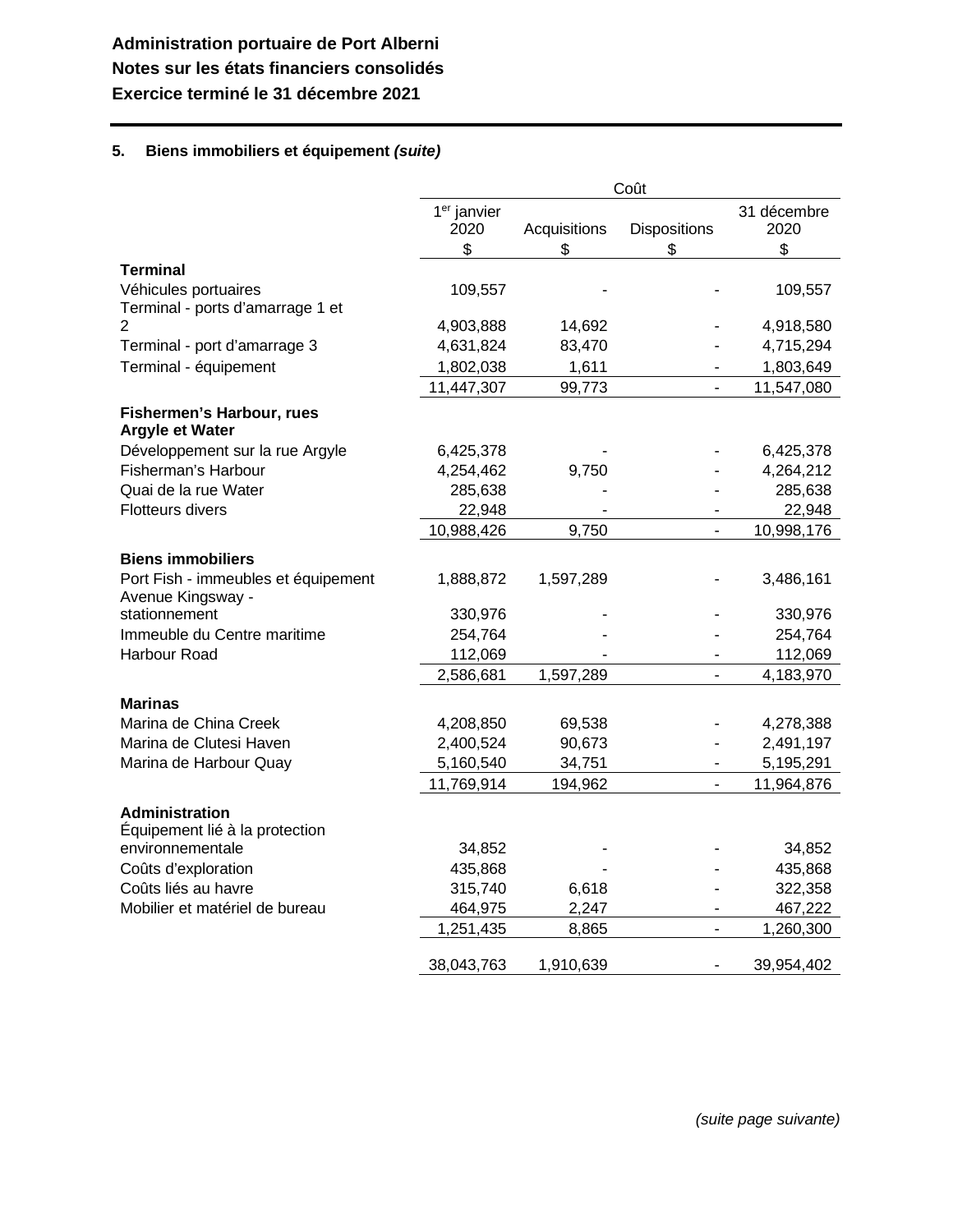**Administration portuaire de Port Alberni**
**Notes sur les états financiers consolidés**
**Exercice terminé le 31 décembre 2021**

## 5. Biens immobiliers et équipement *(suite)*

| | Coût | | | |
|---|---|---|---|---|
| | 1er janvier 2020 | Acquisitions | Dispositions | 31 décembre 2020 |
| | $ | $ | $ | $ |
| **Terminal** | | | | |
| Véhicules portuaires | 109,557 | - | - | 109,557 |
| Terminal - ports d'amarrage 1 et 2 | 4,903,888 | 14,692 | - | 4,918,580 |
| Terminal - port d'amarrage 3 | 4,631,824 | 83,470 | - | 4,715,294 |
| Terminal - équipement | 1,802,038 | 1,611 | - | 1,803,649 |
| | 11,447,307 | 99,773 | - | 11,547,080 |
| **Fishermen's Harbour, rues Argyle et Water** | | | | |
| Développement sur la rue Argyle | 6,425,378 | - | - | 6,425,378 |
| Fisherman's Harbour | 4,254,462 | 9,750 | - | 4,264,212 |
| Quai de la rue Water | 285,638 | - | - | 285,638 |
| Flotteurs divers | 22,948 | - | - | 22,948 |
| | 10,988,426 | 9,750 | - | 10,998,176 |
| **Biens immobiliers** | | | | |
| Port Fish - immeubles et équipement | 1,888,872 | 1,597,289 | - | 3,486,161 |
| Avenue Kingsway - stationnement | 330,976 | - | - | 330,976 |
| Immeuble du Centre maritime | 254,764 | - | - | 254,764 |
| Harbour Road | 112,069 | - | - | 112,069 |
| | 2,586,681 | 1,597,289 | - | 4,183,970 |
| **Marinas** | | | | |
| Marina de China Creek | 4,208,850 | 69,538 | - | 4,278,388 |
| Marina de Clutesi Haven | 2,400,524 | 90,673 | - | 2,491,197 |
| Marina de Harbour Quay | 5,160,540 | 34,751 | - | 5,195,291 |
| | 11,769,914 | 194,962 | - | 11,964,876 |
| **Administration** | | | | |
| Équipement lié à la protection environnementale | 34,852 | - | - | 34,852 |
| Coûts d'exploration | 435,868 | - | - | 435,868 |
| Coûts liés au havre | 315,740 | 6,618 | - | 322,358 |
| Mobilier et matériel de bureau | 464,975 | 2,247 | - | 467,222 |
| | 1,251,435 | 8,865 | - | 1,260,300 |
| | 38,043,763 | 1,910,639 | - | 39,954,402 |

*(suite page suivante)*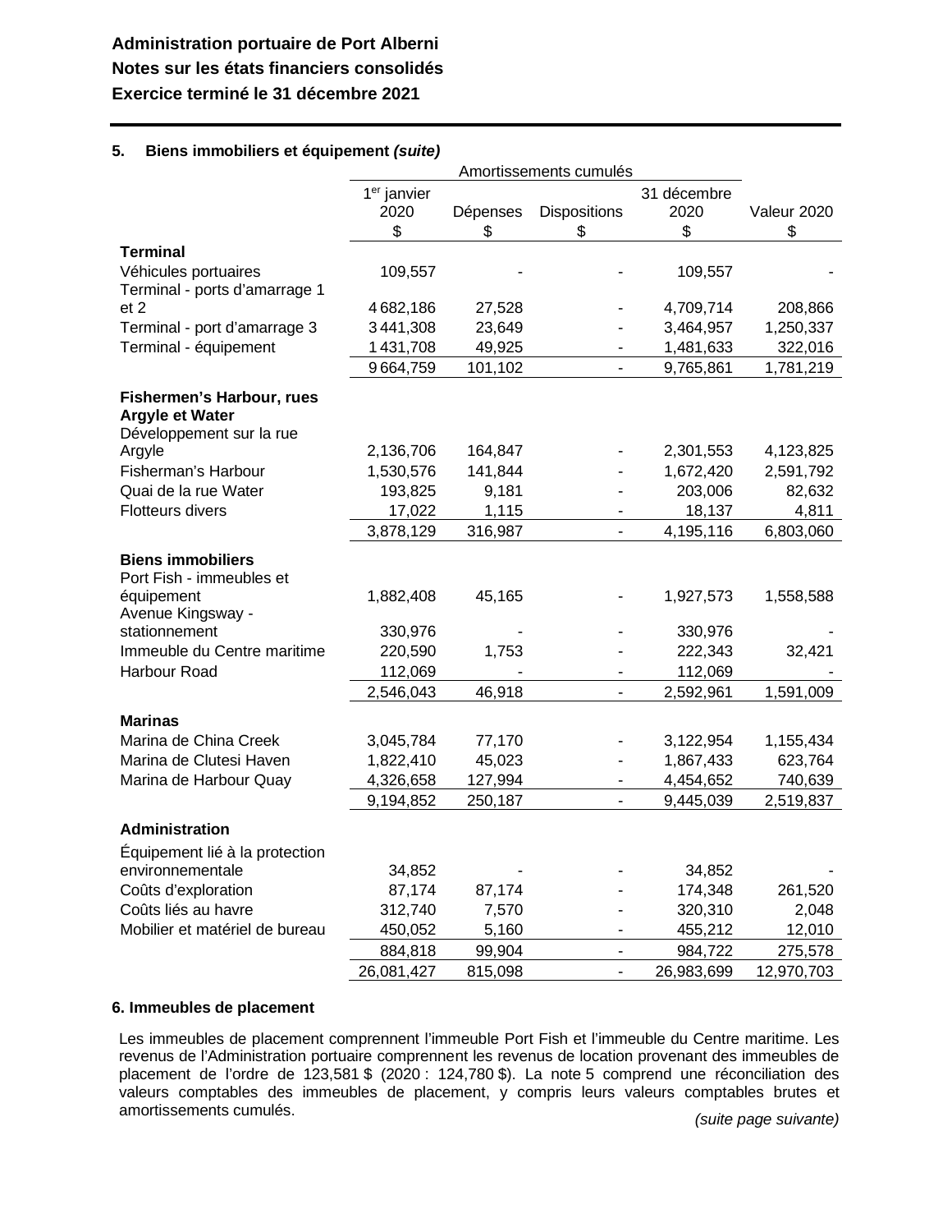**Administration portuaire de Port Alberni**
**Notes sur les états financiers consolidés**
**Exercice terminé le 31 décembre 2021**

### 5. Biens immobiliers et équipement *(suite)*

| | Amortissements cumulés | | | | |
|---|---|---|---|---|---|
| | 1er janvier 2020 $ | Dépenses $ | Dispositions $ | 31 décembre 2020 $ | Valeur 2020 $ |
| **Terminal** | | | | | |
| Véhicules portuaires | 109,557 | - | - | 109,557 | - |
| Terminal - ports d'amarrage 1 et 2 | 4 682,186 | 27,528 | - | 4,709,714 | 208,866 |
| Terminal - port d'amarrage 3 | 3 441,308 | 23,649 | - | 3,464,957 | 1,250,337 |
| Terminal - équipement | 1 431,708 | 49,925 | - | 1,481,633 | 322,016 |
| | 9 664,759 | 101,102 | - | 9,765,861 | 1,781,219 |
| **Fishermen's Harbour, rues Argyle et Water** | | | | | |
| Développement sur la rue Argyle | 2,136,706 | 164,847 | - | 2,301,553 | 4,123,825 |
| Fisherman's Harbour | 1,530,576 | 141,844 | - | 1,672,420 | 2,591,792 |
| Quai de la rue Water | 193,825 | 9,181 | - | 203,006 | 82,632 |
| Flotteurs divers | 17,022 | 1,115 | - | 18,137 | 4,811 |
| | 3,878,129 | 316,987 | - | 4,195,116 | 6,803,060 |
| **Biens immobiliers** | | | | | |
| Port Fish - immeubles et équipement | 1,882,408 | 45,165 | - | 1,927,573 | 1,558,588 |
| Avenue Kingsway - stationnement | 330,976 | - | - | 330,976 | - |
| Immeuble du Centre maritime | 220,590 | 1,753 | - | 222,343 | 32,421 |
| Harbour Road | 112,069 | - | - | 112,069 | - |
| | 2,546,043 | 46,918 | - | 2,592,961 | 1,591,009 |
| **Marinas** | | | | | |
| Marina de China Creek | 3,045,784 | 77,170 | - | 3,122,954 | 1,155,434 |
| Marina de Clutesi Haven | 1,822,410 | 45,023 | - | 1,867,433 | 623,764 |
| Marina de Harbour Quay | 4,326,658 | 127,994 | - | 4,454,652 | 740,639 |
| | 9,194,852 | 250,187 | - | 9,445,039 | 2,519,837 |
| **Administration** | | | | | |
| Équipement lié à la protection environnementale | 34,852 | - | - | 34,852 | - |
| Coûts d'exploration | 87,174 | 87,174 | - | 174,348 | 261,520 |
| Coûts liés au havre | 312,740 | 7,570 | - | 320,310 | 2,048 |
| Mobilier et matériel de bureau | 450,052 | 5,160 | - | 455,212 | 12,010 |
| | 884,818 | 99,904 | - | 984,722 | 275,578 |
| | 26,081,427 | 815,098 | - | 26,983,699 | 12,970,703 |

### 6. Immeubles de placement

Les immeubles de placement comprennent l'immeuble Port Fish et l'immeuble du Centre maritime. Les revenus de l'Administration portuaire comprennent les revenus de location provenant des immeubles de placement de l'ordre de 123,581 $ (2020 : 124,780 $). La note 5 comprend une réconciliation des valeurs comptables des immeubles de placement, y compris leurs valeurs comptables brutes et amortissements cumulés.

*(suite page suivante)*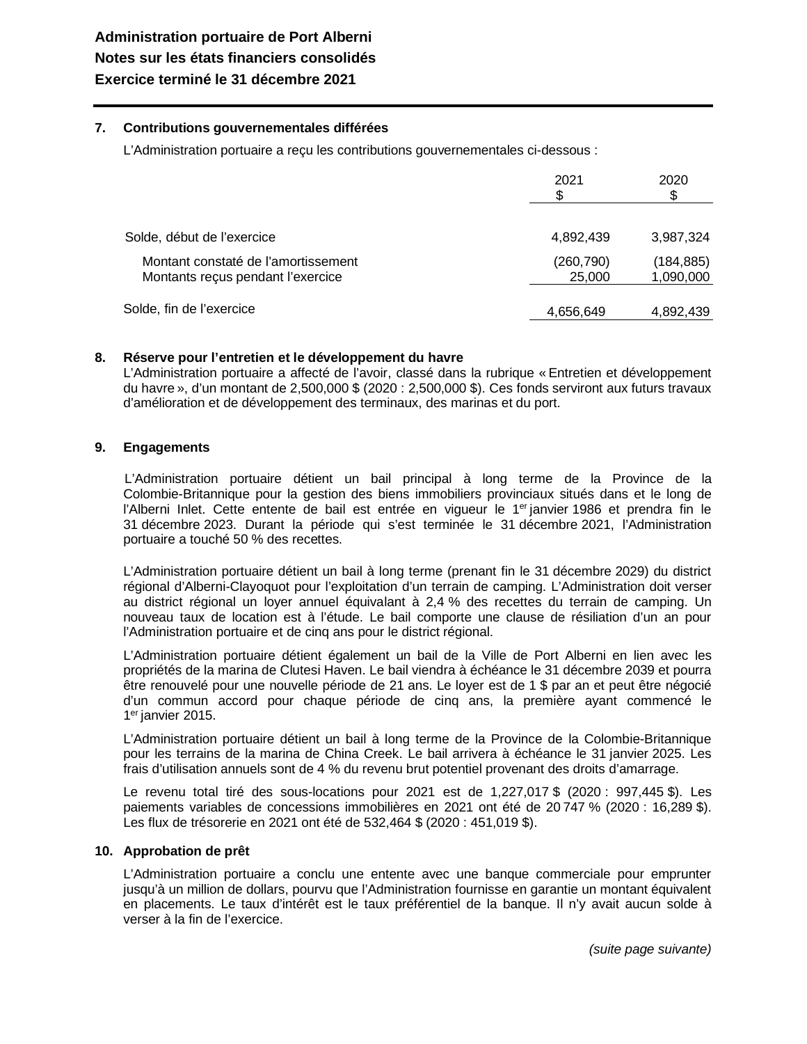**Administration portuaire de Port Alberni**
**Notes sur les états financiers consolidés**
**Exercice terminé le 31 décembre 2021**

## 7. Contributions gouvernementales différées

L'Administration portuaire a reçu les contributions gouvernementales ci-dessous :

| | 2021<br>$ | 2020<br>$ |
|---|---|---|
| Solde, début de l'exercice | 4,892,439 | 3,987,324 |
| Montant constaté de l'amortissement | (260,790) | (184,885) |
| Montants reçus pendant l'exercice | 25,000 | 1,090,000 |
| Solde, fin de l'exercice | 4,656,649 | 4,892,439 |

## 8. Réserve pour l'entretien et le développement du havre

L'Administration portuaire a affecté de l'avoir, classé dans la rubrique « Entretien et développement du havre », d'un montant de 2,500,000 $ (2020 : 2,500,000 $). Ces fonds serviront aux futurs travaux d'amélioration et de développement des terminaux, des marinas et du port.

## 9. Engagements

L'Administration portuaire détient un bail principal à long terme de la Province de la Colombie-Britannique pour la gestion des biens immobiliers provinciaux situés dans et le long de l'Alberni Inlet. Cette entente de bail est entrée en vigueur le 1er janvier 1986 et prendra fin le 31 décembre 2023. Durant la période qui s'est terminée le 31 décembre 2021, l'Administration portuaire a touché 50 % des recettes.

L'Administration portuaire détient un bail à long terme (prenant fin le 31 décembre 2029) du district régional d'Alberni-Clayoquot pour l'exploitation d'un terrain de camping. L'Administration doit verser au district régional un loyer annuel équivalant à 2,4 % des recettes du terrain de camping. Un nouveau taux de location est à l'étude. Le bail comporte une clause de résiliation d'un an pour l'Administration portuaire et de cinq ans pour le district régional.

L'Administration portuaire détient également un bail de la Ville de Port Alberni en lien avec les propriétés de la marina de Clutesi Haven. Le bail viendra à échéance le 31 décembre 2039 et pourra être renouvelé pour une nouvelle période de 21 ans. Le loyer est de 1 $ par an et peut être négocié d'un commun accord pour chaque période de cinq ans, la première ayant commencé le 1er janvier 2015.

L'Administration portuaire détient un bail à long terme de la Province de la Colombie-Britannique pour les terrains de la marina de China Creek. Le bail arrivera à échéance le 31 janvier 2025. Les frais d'utilisation annuels sont de 4 % du revenu brut potentiel provenant des droits d'amarrage.

Le revenu total tiré des sous-locations pour 2021 est de 1,227,017 $ (2020 : 997,445 $). Les paiements variables de concessions immobilières en 2021 ont été de 20 747 % (2020 : 16,289 $). Les flux de trésorerie en 2021 ont été de 532,464 $ (2020 : 451,019 $).

## 10. Approbation de prêt

L'Administration portuaire a conclu une entente avec une banque commerciale pour emprunter jusqu'à un million de dollars, pourvu que l'Administration fournisse en garantie un montant équivalent en placements. Le taux d'intérêt est le taux préférentiel de la banque. Il n'y avait aucun solde à verser à la fin de l'exercice.

*(suite page suivante)*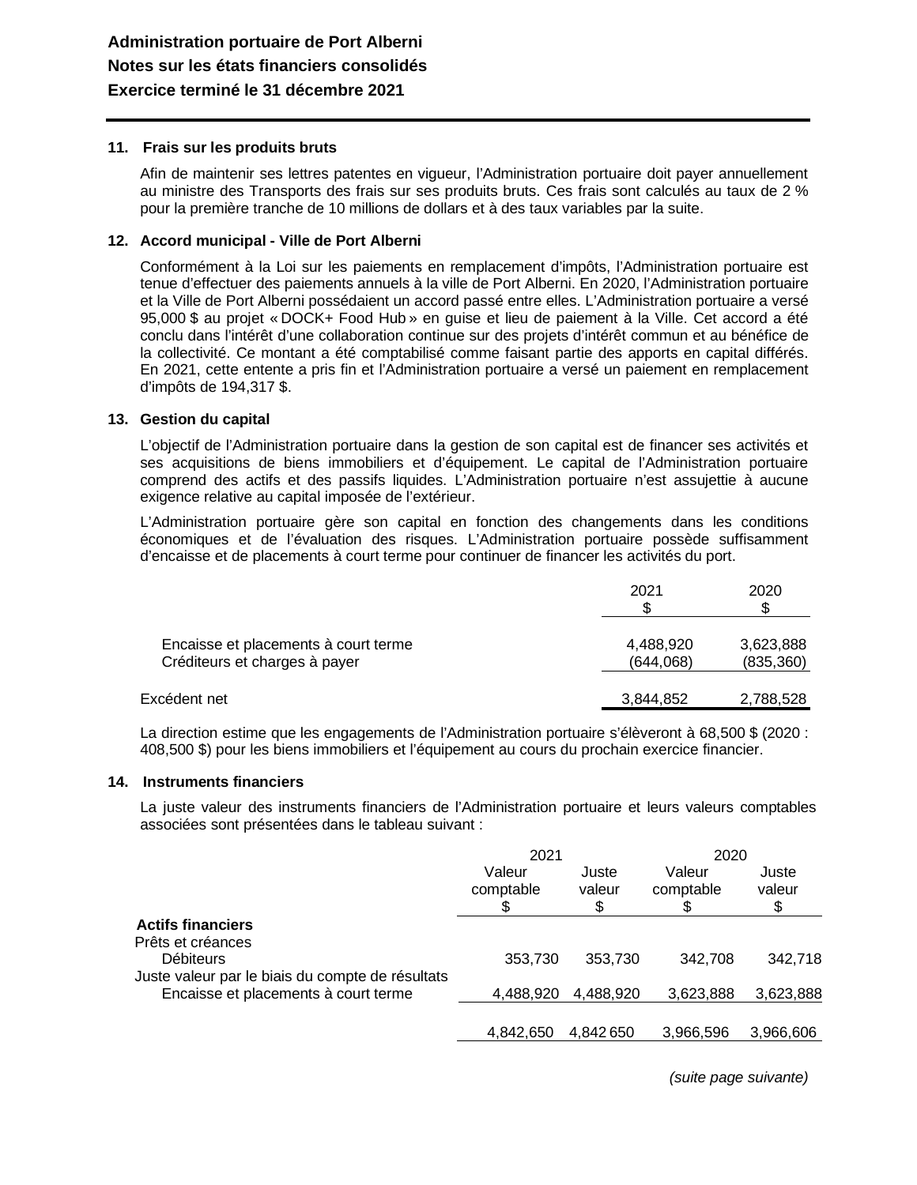# Administration portuaire de Port Alberni
## Notes sur les états financiers consolidés
## Exercice terminé le 31 décembre 2021

### 11. Frais sur les produits bruts

Afin de maintenir ses lettres patentes en vigueur, l'Administration portuaire doit payer annuellement au ministre des Transports des frais sur ses produits bruts. Ces frais sont calculés au taux de 2 % pour la première tranche de 10 millions de dollars et à des taux variables par la suite.

### 12. Accord municipal - Ville de Port Alberni

Conformément à la Loi sur les paiements en remplacement d'impôts, l'Administration portuaire est tenue d'effectuer des paiements annuels à la ville de Port Alberni. En 2020, l'Administration portuaire et la Ville de Port Alberni possédaient un accord passé entre elles. L'Administration portuaire a versé 95,000 $ au projet « DOCK+ Food Hub » en guise et lieu de paiement à la Ville. Cet accord a été conclu dans l'intérêt d'une collaboration continue sur des projets d'intérêt commun et au bénéfice de la collectivité. Ce montant a été comptabilisé comme faisant partie des apports en capital différés. En 2021, cette entente a pris fin et l'Administration portuaire a versé un paiement en remplacement d'impôts de 194,317 $.

### 13. Gestion du capital

L'objectif de l'Administration portuaire dans la gestion de son capital est de financer ses activités et ses acquisitions de biens immobiliers et d'équipement. Le capital de l'Administration portuaire comprend des actifs et des passifs liquides. L'Administration portuaire n'est assujettie à aucune exigence relative au capital imposée de l'extérieur.

L'Administration portuaire gère son capital en fonction des changements dans les conditions économiques et de l'évaluation des risques. L'Administration portuaire possède suffisamment d'encaisse et de placements à court terme pour continuer de financer les activités du port.

| | 2021<br>$ | 2020<br>$ |
|---|---|---|
| Encaisse et placements à court terme | 4,488,920 | 3,623,888 |
| Créditeurs et charges à payer | (644,068) | (835,360) |
| Excédent net | 3,844,852 | 2,788,528 |

La direction estime que les engagements de l'Administration portuaire s'élèveront à 68,500 $ (2020 : 408,500 $) pour les biens immobiliers et l'équipement au cours du prochain exercice financier.

### 14. Instruments financiers

La juste valeur des instruments financiers de l'Administration portuaire et leurs valeurs comptables associées sont présentées dans le tableau suivant :

| | 2021 | | 2020 | |
|---|---|---|---|---|
| | Valeur comptable<br>$ | Juste valeur<br>$ | Valeur comptable<br>$ | Juste valeur<br>$ |
| **Actifs financiers** | | | | |
| Prêts et créances | | | | |
| Débiteurs | 353,730 | 353,730 | 342,708 | 342,718 |
| Juste valeur par le biais du compte de résultats | | | | |
| Encaisse et placements à court terme | 4,488,920 | 4,488,920 | 3,623,888 | 3,623,888 |
| | 4,842,650 | 4,842 650 | 3,966,596 | 3,966,606 |

*(suite page suivante)*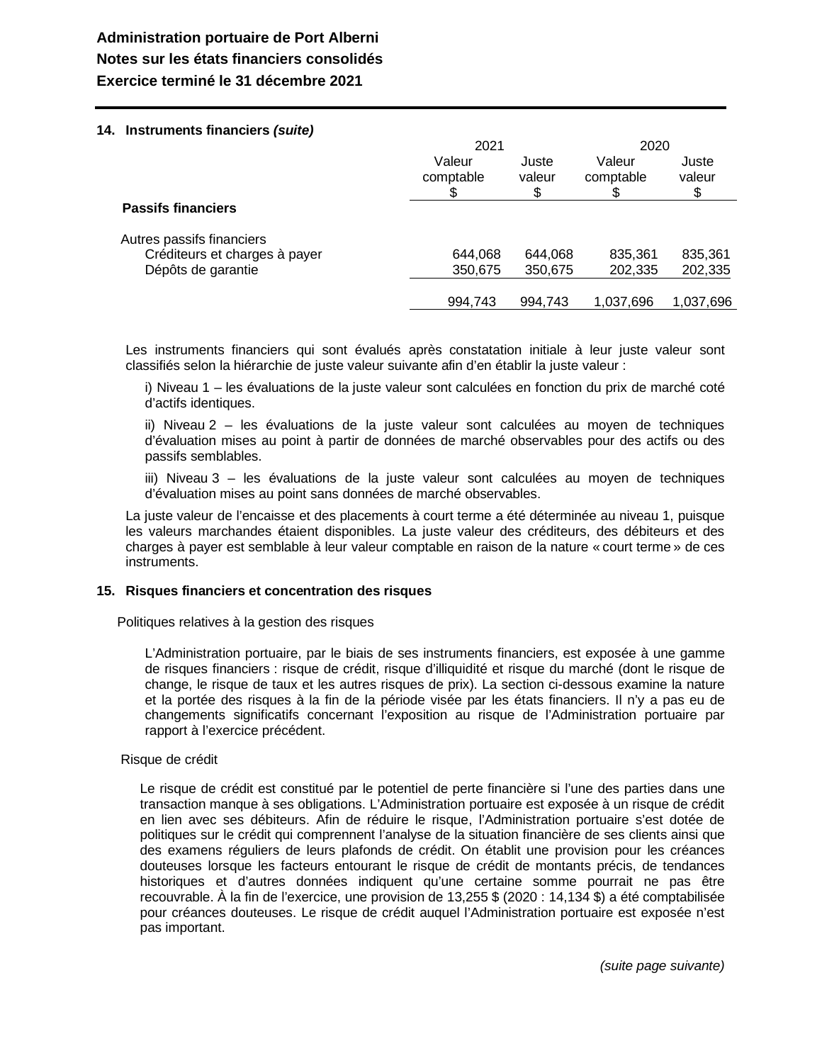## 14. Instruments financiers *(suite)*

| | 2021 | | 2020 | |
|---|---|---|---|---|
| | Valeur comptable $ | Juste valeur $ | Valeur comptable $ | Juste valeur $ |
| **Passifs financiers** | | | | |
| Autres passifs financiers | | | | |
| Créditeurs et charges à payer | 644,068 | 644,068 | 835,361 | 835,361 |
| Dépôts de garantie | 350,675 | 350,675 | 202,335 | 202,335 |
| | 994,743 | 994,743 | 1,037,696 | 1,037,696 |

Les instruments financiers qui sont évalués après constatation initiale à leur juste valeur sont classifiés selon la hiérarchie de juste valeur suivante afin d'en établir la juste valeur :

i) Niveau 1 – les évaluations de la juste valeur sont calculées en fonction du prix de marché coté d'actifs identiques.

ii) Niveau 2 – les évaluations de la juste valeur sont calculées au moyen de techniques d'évaluation mises au point à partir de données de marché observables pour des actifs ou des passifs semblables.

iii) Niveau 3 – les évaluations de la juste valeur sont calculées au moyen de techniques d'évaluation mises au point sans données de marché observables.

La juste valeur de l'encaisse et des placements à court terme a été déterminée au niveau 1, puisque les valeurs marchandes étaient disponibles. La juste valeur des créditeurs, des débiteurs et des charges à payer est semblable à leur valeur comptable en raison de la nature « court terme » de ces instruments.

## 15. Risques financiers et concentration des risques

Politiques relatives à la gestion des risques

L'Administration portuaire, par le biais de ses instruments financiers, est exposée à une gamme de risques financiers : risque de crédit, risque d'illiquidité et risque du marché (dont le risque de change, le risque de taux et les autres risques de prix). La section ci-dessous examine la nature et la portée des risques à la fin de la période visée par les états financiers. Il n'y a pas eu de changements significatifs concernant l'exposition au risque de l'Administration portuaire par rapport à l'exercice précédent.

Risque de crédit

Le risque de crédit est constitué par le potentiel de perte financière si l'une des parties dans une transaction manque à ses obligations. L'Administration portuaire est exposée à un risque de crédit en lien avec ses débiteurs. Afin de réduire le risque, l'Administration portuaire s'est dotée de politiques sur le crédit qui comprennent l'analyse de la situation financière de ses clients ainsi que des examens réguliers de leurs plafonds de crédit. On établit une provision pour les créances douteuses lorsque les facteurs entourant le risque de crédit de montants précis, de tendances historiques et d'autres données indiquent qu'une certaine somme pourrait ne pas être recouvrable. À la fin de l'exercice, une provision de 13,255 $ (2020 : 14,134 $) a été comptabilisée pour créances douteuses. Le risque de crédit auquel l'Administration portuaire est exposée n'est pas important.

*(suite page suivante)*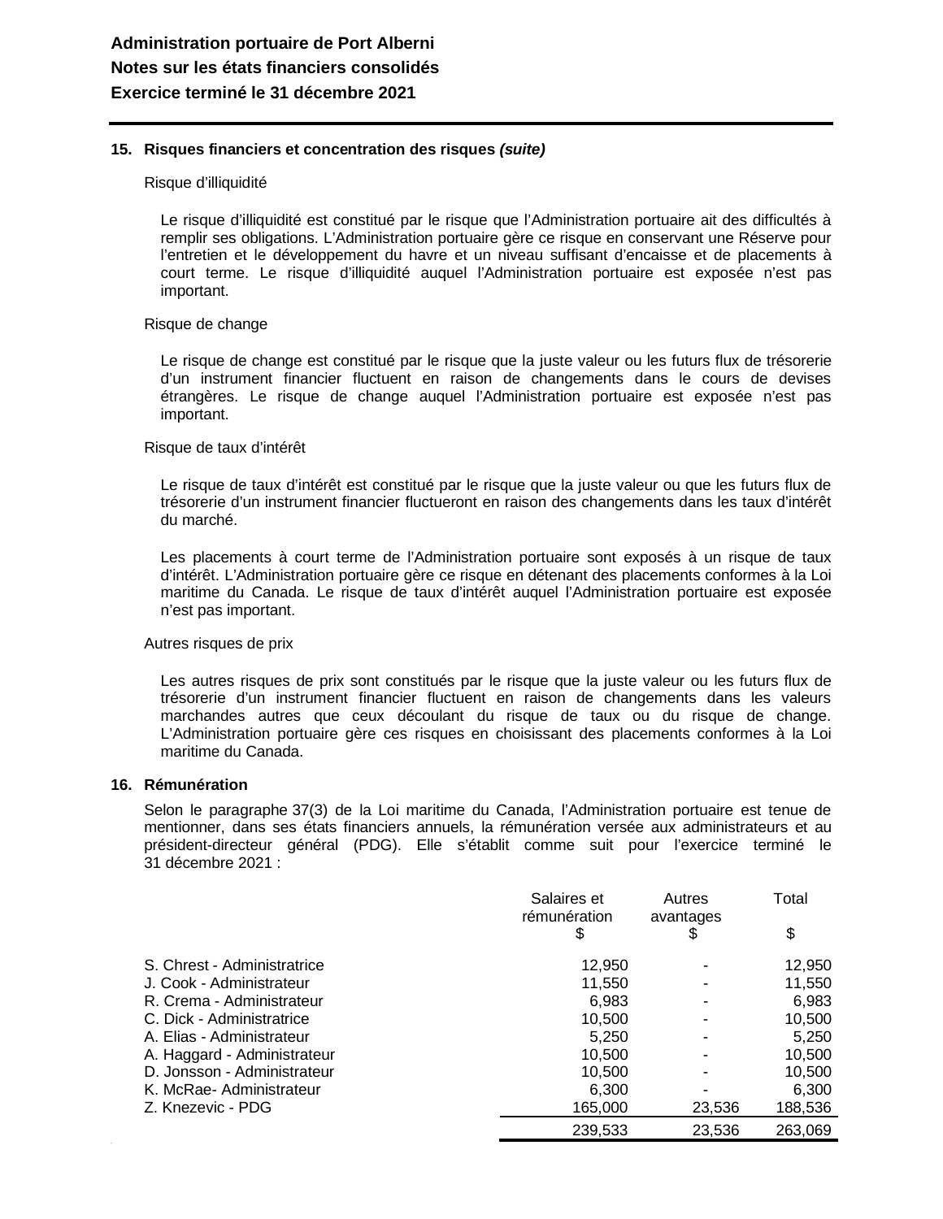### 15. Risques financiers et concentration des risques *(suite)*

Risque d'illiquidité

Le risque d'illiquidité est constitué par le risque que l'Administration portuaire ait des difficultés à remplir ses obligations. L'Administration portuaire gère ce risque en conservant une Réserve pour l'entretien et le développement du havre et un niveau suffisant d'encaisse et de placements à court terme. Le risque d'illiquidité auquel l'Administration portuaire est exposée n'est pas important.

Risque de change

Le risque de change est constitué par le risque que la juste valeur ou les futurs flux de trésorerie d'un instrument financier fluctuent en raison de changements dans le cours de devises étrangères. Le risque de change auquel l'Administration portuaire est exposée n'est pas important.

Risque de taux d'intérêt

Le risque de taux d'intérêt est constitué par le risque que la juste valeur ou que les futurs flux de trésorerie d'un instrument financier fluctueront en raison des changements dans les taux d'intérêt du marché.

Les placements à court terme de l'Administration portuaire sont exposés à un risque de taux d'intérêt. L'Administration portuaire gère ce risque en détenant des placements conformes à la Loi maritime du Canada. Le risque de taux d'intérêt auquel l'Administration portuaire est exposée n'est pas important.

Autres risques de prix

Les autres risques de prix sont constitués par le risque que la juste valeur ou les futurs flux de trésorerie d'un instrument financier fluctuent en raison de changements dans les valeurs marchandes autres que ceux découlant du risque de taux ou du risque de change. L'Administration portuaire gère ces risques en choisissant des placements conformes à la Loi maritime du Canada.

### 16. Rémunération

Selon le paragraphe 37(3) de la Loi maritime du Canada, l'Administration portuaire est tenue de mentionner, dans ses états financiers annuels, la rémunération versée aux administrateurs et au président-directeur général (PDG). Elle s'établit comme suit pour l'exercice terminé le 31 décembre 2021 :

| | Salaires et rémunération $ | Autres avantages $ | Total $ |
|---|---|---|---|
| S. Chrest - Administratrice | 12,950 | - | 12,950 |
| J. Cook - Administrateur | 11,550 | - | 11,550 |
| R. Crema - Administrateur | 6,983 | - | 6,983 |
| C. Dick - Administratrice | 10,500 | - | 10,500 |
| A. Elias - Administrateur | 5,250 | - | 5,250 |
| A. Haggard - Administrateur | 10,500 | - | 10,500 |
| D. Jonsson - Administrateur | 10,500 | - | 10,500 |
| K. McRae- Administrateur | 6,300 | - | 6,300 |
| Z. Knezevic - PDG | 165,000 | 23,536 | 188,536 |
| | 239,533 | 23,536 | 263,069 |